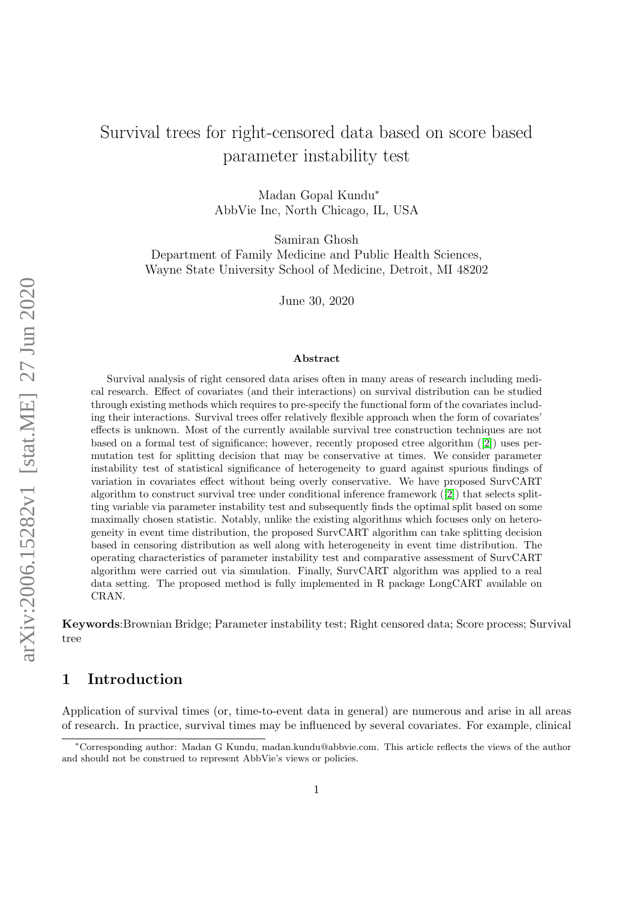# Survival trees for right-censored data based on score based parameter instability test

Madan Gopal Kundu*
AbbVie Inc, North Chicago, IL, USA

Samiran Ghosh
Department of Family Medicine and Public Health Sciences,
Wayne State University School of Medicine, Detroit, MI 48202

June 30, 2020

### Abstract

Survival analysis of right censored data arises often in many areas of research including medical research. Effect of covariates (and their interactions) on survival distribution can be studied through existing methods which requires to pre-specify the functional form of the covariates including their interactions. Survival trees offer relatively flexible approach when the form of covariates' effects is unknown. Most of the currently available survival tree construction techniques are not based on a formal test of significance; however, recently proposed ctree algorithm ([2]) uses permutation test for splitting decision that may be conservative at times. We consider parameter instability test of statistical significance of heterogeneity to guard against spurious findings of variation in covariates effect without being overly conservative. We have proposed SurvCART algorithm to construct survival tree under conditional inference framework ([2]) that selects splitting variable via parameter instability test and subsequently finds the optimal split based on some maximally chosen statistic. Notably, unlike the existing algorithms which focuses only on heterogeneity in event time distribution, the proposed SurvCART algorithm can take splitting decision based in censoring distribution as well along with heterogeneity in event time distribution. The operating characteristics of parameter instability test and comparative assessment of SurvCART algorithm were carried out via simulation. Finally, SurvCART algorithm was applied to a real data setting. The proposed method is fully implemented in R package LongCART available on CRAN.

**Keywords**:Brownian Bridge; Parameter instability test; Right censored data; Score process; Survival tree

## 1 Introduction

Application of survival times (or, time-to-event data in general) are numerous and arise in all areas of research. In practice, survival times may be influenced by several covariates. For example, clinical

*Corresponding author: Madan G Kundu, madan.kundu@abbvie.com. This article reflects the views of the author and should not be construed to represent AbbVie's views or policies.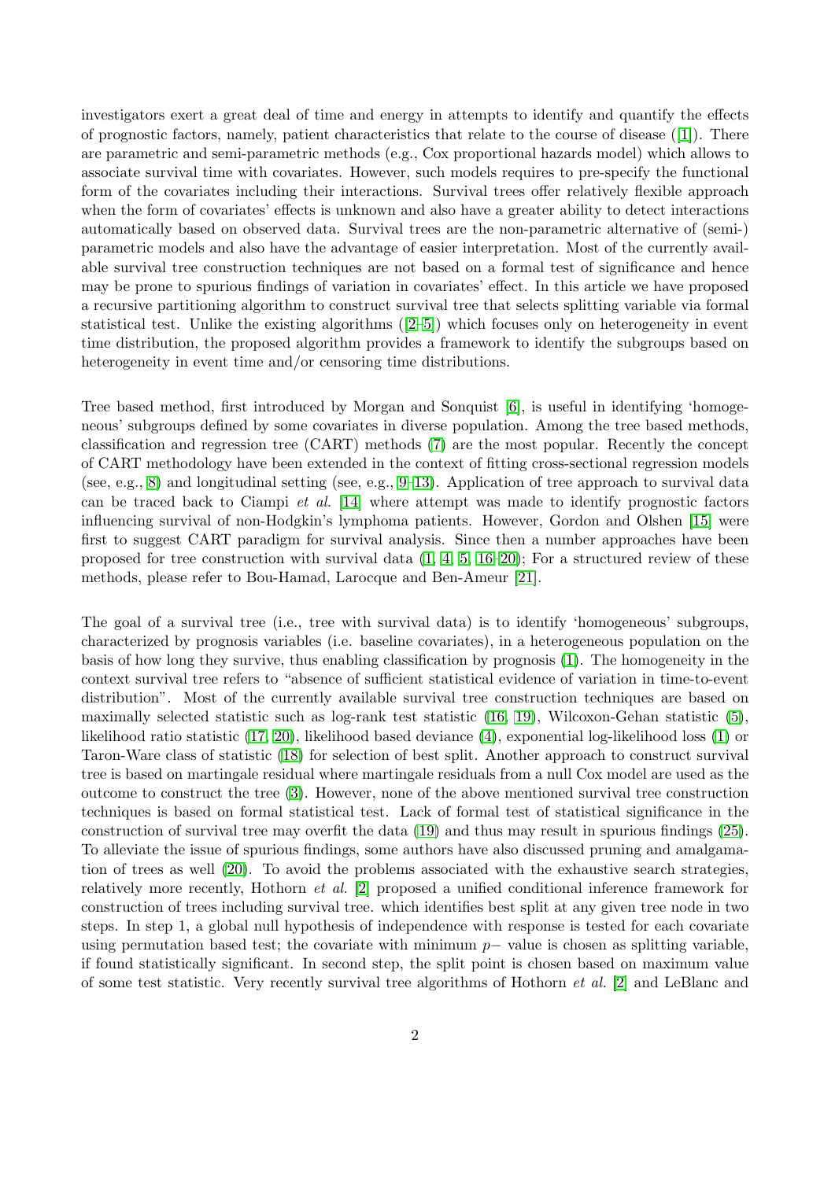investigators exert a great deal of time and energy in attempts to identify and quantify the effects of prognostic factors, namely, patient characteristics that relate to the course of disease ([1]). There are parametric and semi-parametric methods (e.g., Cox proportional hazards model) which allows to associate survival time with covariates. However, such models requires to pre-specify the functional form of the covariates including their interactions. Survival trees offer relatively flexible approach when the form of covariates' effects is unknown and also have a greater ability to detect interactions automatically based on observed data. Survival trees are the non-parametric alternative of (semi-) parametric models and also have the advantage of easier interpretation. Most of the currently available survival tree construction techniques are not based on a formal test of significance and hence may be prone to spurious findings of variation in covariates' effect. In this article we have proposed a recursive partitioning algorithm to construct survival tree that selects splitting variable via formal statistical test. Unlike the existing algorithms ([2–5]) which focuses only on heterogeneity in event time distribution, the proposed algorithm provides a framework to identify the subgroups based on heterogeneity in event time and/or censoring time distributions.

Tree based method, first introduced by Morgan and Sonquist [6], is useful in identifying 'homogeneous' subgroups defined by some covariates in diverse population. Among the tree based methods, classification and regression tree (CART) methods (7) are the most popular. Recently the concept of CART methodology have been extended in the context of fitting cross-sectional regression models (see, e.g., 8) and longitudinal setting (see, e.g., 9–13). Application of tree approach to survival data can be traced back to Ciampi *et al.* [14] where attempt was made to identify prognostic factors influencing survival of non-Hodgkin's lymphoma patients. However, Gordon and Olshen [15] were first to suggest CART paradigm for survival analysis. Since then a number approaches have been proposed for tree construction with survival data (1, 4, 5, 16–20); For a structured review of these methods, please refer to Bou-Hamad, Larocque and Ben-Ameur [21].

The goal of a survival tree (i.e., tree with survival data) is to identify 'homogeneous' subgroups, characterized by prognosis variables (i.e. baseline covariates), in a heterogeneous population on the basis of how long they survive, thus enabling classification by prognosis (1). The homogeneity in the context survival tree refers to "absence of sufficient statistical evidence of variation in time-to-event distribution". Most of the currently available survival tree construction techniques are based on maximally selected statistic such as log-rank test statistic (16, 19), Wilcoxon-Gehan statistic (5), likelihood ratio statistic (17, 20), likelihood based deviance (4), exponential log-likelihood loss (1) or Taron-Ware class of statistic (18) for selection of best split. Another approach to construct survival tree is based on martingale residual where martingale residuals from a null Cox model are used as the outcome to construct the tree (3). However, none of the above mentioned survival tree construction techniques is based on formal statistical test. Lack of formal test of statistical significance in the construction of survival tree may overfit the data (19) and thus may result in spurious findings (25). To alleviate the issue of spurious findings, some authors have also discussed pruning and amalgamation of trees as well (20). To avoid the problems associated with the exhaustive search strategies, relatively more recently, Hothorn *et al.* [2] proposed a unified conditional inference framework for construction of trees including survival tree. which identifies best split at any given tree node in two steps. In step 1, a global null hypothesis of independence with response is tested for each covariate using permutation based test; the covariate with minimum $p-$ value is chosen as splitting variable, if found statistically significant. In second step, the split point is chosen based on maximum value of some test statistic. Very recently survival tree algorithms of Hothorn *et al.* [2] and LeBlanc and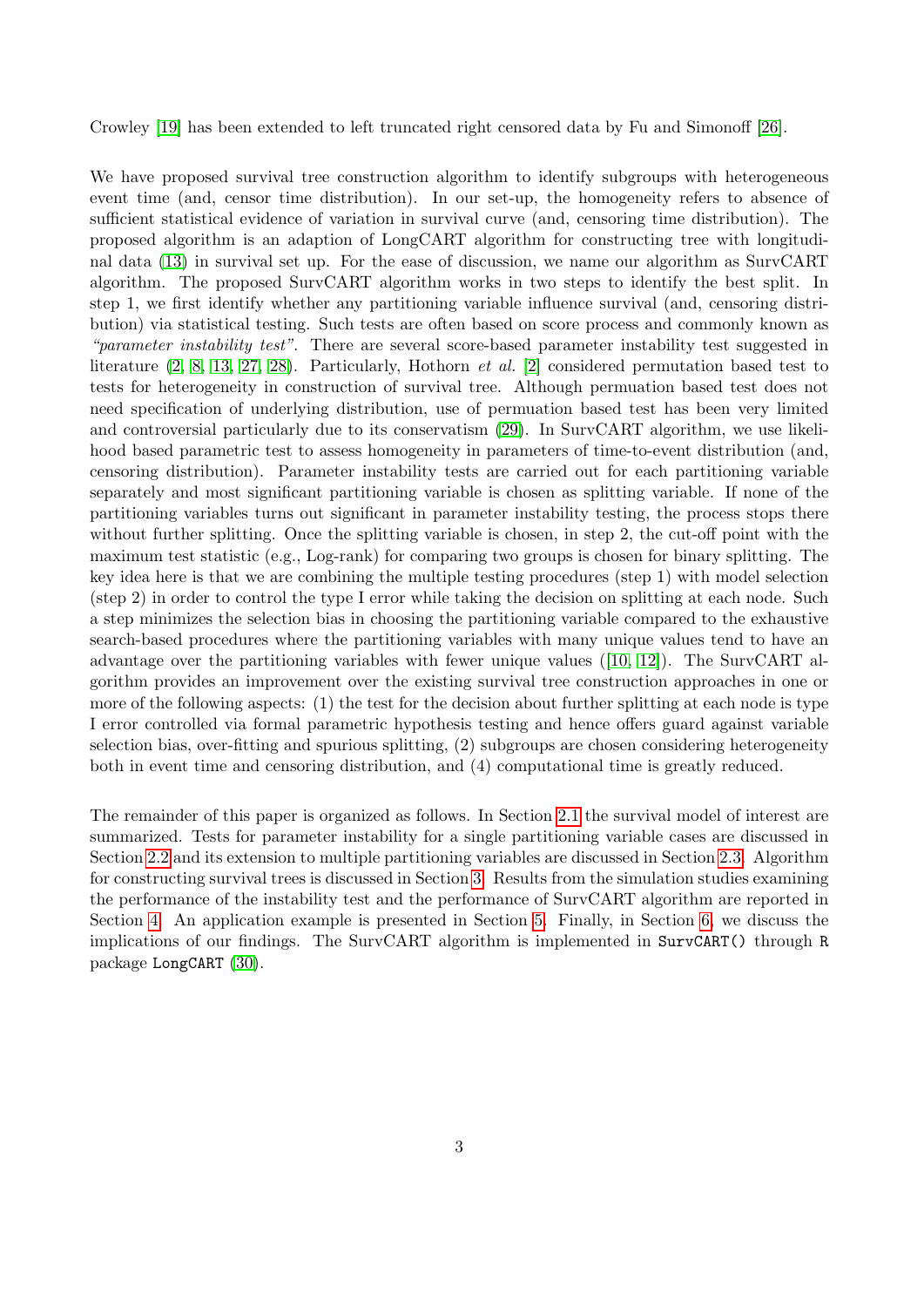Crowley [19] has been extended to left truncated right censored data by Fu and Simonoff [26].

We have proposed survival tree construction algorithm to identify subgroups with heterogeneous event time (and, censor time distribution). In our set-up, the homogeneity refers to absence of sufficient statistical evidence of variation in survival curve (and, censoring time distribution). The proposed algorithm is an adaption of LongCART algorithm for constructing tree with longitudinal data (13) in survival set up. For the ease of discussion, we name our algorithm as SurvCART algorithm. The proposed SurvCART algorithm works in two steps to identify the best split. In step 1, we first identify whether any partitioning variable influence survival (and, censoring distribution) via statistical testing. Such tests are often based on score process and commonly known as *"parameter instability test"*. There are several score-based parameter instability test suggested in literature (2, 8, 13, 27, 28). Particularly, Hothorn *et al.* [2] considered permutation based test to tests for heterogeneity in construction of survival tree. Although permuation based test does not need specification of underlying distribution, use of permuation based test has been very limited and controversial particularly due to its conservatism (29). In SurvCART algorithm, we use likelihood based parametric test to assess homogeneity in parameters of time-to-event distribution (and, censoring distribution). Parameter instability tests are carried out for each partitioning variable separately and most significant partitioning variable is chosen as splitting variable. If none of the partitioning variables turns out significant in parameter instability testing, the process stops there without further splitting. Once the splitting variable is chosen, in step 2, the cut-off point with the maximum test statistic (e.g., Log-rank) for comparing two groups is chosen for binary splitting. The key idea here is that we are combining the multiple testing procedures (step 1) with model selection (step 2) in order to control the type I error while taking the decision on splitting at each node. Such a step minimizes the selection bias in choosing the partitioning variable compared to the exhaustive search-based procedures where the partitioning variables with many unique values tend to have an advantage over the partitioning variables with fewer unique values ([10, 12]). The SurvCART algorithm provides an improvement over the existing survival tree construction approaches in one or more of the following aspects: (1) the test for the decision about further splitting at each node is type I error controlled via formal parametric hypothesis testing and hence offers guard against variable selection bias, over-fitting and spurious splitting, (2) subgroups are chosen considering heterogeneity both in event time and censoring distribution, and (4) computational time is greatly reduced.

The remainder of this paper is organized as follows. In Section 2.1 the survival model of interest are summarized. Tests for parameter instability for a single partitioning variable cases are discussed in Section 2.2 and its extension to multiple partitioning variables are discussed in Section 2.3. Algorithm for constructing survival trees is discussed in Section 3. Results from the simulation studies examining the performance of the instability test and the performance of SurvCART algorithm are reported in Section 4. An application example is presented in Section 5. Finally, in Section 6, we discuss the implications of our findings. The SurvCART algorithm is implemented in `SurvCART()` through `R` package `LongCART` (30).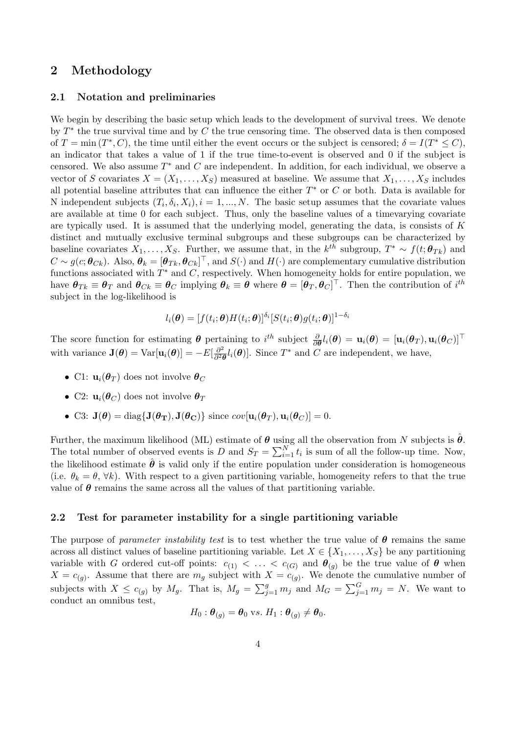## 2 Methodology

### 2.1 Notation and preliminaries

We begin by describing the basic setup which leads to the development of survival trees. We denote by $T^*$ the true survival time and by $C$ the true censoring time. The observed data is then composed of $T = \min(T^*, C)$, the time until either the event occurs or the subject is censored; $\delta = I(T^* \le C)$, an indicator that takes a value of 1 if the true time-to-event is observed and 0 if the subject is censored. We also assume $T^*$ and $C$ are independent. In addition, for each individual, we observe a vector of $S$ covariates $X = (X_1, \dots, X_S)$ measured at baseline. We assume that $X_1, \dots, X_S$ includes all potential baseline attributes that can influence the either $T^*$ or $C$ or both. Data is available for N independent subjects $(T_i, \delta_i, X_i), i = 1, ..., N$. The basic setup assumes that the covariate values are available at time 0 for each subject. Thus, only the baseline values of a timevarying covariate are typically used. It is assumed that the underlying model, generating the data, is consists of $K$ distinct and mutually exclusive terminal subgroups and these subgroups can be characterized by baseline covariates $X_1, \dots, X_S$. Further, we assume that, in the $k^{th}$ subgroup, $T^* \sim f(t; \boldsymbol{\theta}_{Tk})$ and $C \sim g(c; \boldsymbol{\theta}_{Ck})$. Also, $\boldsymbol{\theta}_k = [\boldsymbol{\theta}_{Tk}, \boldsymbol{\theta}_{Ck}]^\top$, and $S(\cdot)$ and $H(\cdot)$ are complementary cumulative distribution functions associated with $T^*$ and $C$, respectively. When homogeneity holds for entire population, we have $\boldsymbol{\theta}_{Tk} \equiv \boldsymbol{\theta}_T$ and $\boldsymbol{\theta}_{Ck} \equiv \boldsymbol{\theta}_C$ implying $\boldsymbol{\theta}_k \equiv \boldsymbol{\theta}$ where $\boldsymbol{\theta} = [\boldsymbol{\theta}_T, \boldsymbol{\theta}_C]^\top$. Then the contribution of $i^{th}$ subject in the log-likelihood is

$$l_i(\boldsymbol{\theta}) = [f(t_i; \boldsymbol{\theta}) H(t_i; \boldsymbol{\theta})]^{\delta_i} [S(t_i; \boldsymbol{\theta}) g(t_i; \boldsymbol{\theta})]^{1-\delta_i}$$

The score function for estimating $\boldsymbol{\theta}$ pertaining to $i^{th}$ subject $\frac{\partial}{\partial \boldsymbol{\theta}} l_i(\boldsymbol{\theta}) = \mathbf{u}_i(\boldsymbol{\theta}) = [\mathbf{u}_i(\boldsymbol{\theta}_T), \mathbf{u}_i(\boldsymbol{\theta}_C)]^\top$ with variance $\mathbf{J}(\boldsymbol{\theta}) = \text{Var}[\mathbf{u}_i(\boldsymbol{\theta})] = -E[\frac{\partial^2}{\partial^2 \boldsymbol{\theta}} l_i(\boldsymbol{\theta})]$. Since $T^*$ and $C$ are independent, we have,

- C1: $\mathbf{u}_i(\boldsymbol{\theta}_T)$ does not involve $\boldsymbol{\theta}_C$
- C2: $\mathbf{u}_i(\boldsymbol{\theta}_C)$ does not involve $\boldsymbol{\theta}_T$
- C3: $\mathbf{J}(\boldsymbol{\theta}) = \text{diag}\{\mathbf{J}(\boldsymbol{\theta}_\mathbf{T}), \mathbf{J}(\boldsymbol{\theta}_\mathbf{C})\}$ since $cov[\mathbf{u}_i(\boldsymbol{\theta}_T), \mathbf{u}_i(\boldsymbol{\theta}_C)] = 0$.

Further, the maximum likelihood (ML) estimate of $\boldsymbol{\theta}$ using all the observation from $N$ subjects is $\hat{\boldsymbol{\theta}}$. The total number of observed events is $D$ and $S_T = \sum_{i=1}^N t_i$ is sum of all the follow-up time. Now, the likelihood estimate $\hat{\boldsymbol{\theta}}$ is valid only if the entire population under consideration is homogeneous (i.e. $\theta_k = \theta, \forall k$). With respect to a given partitioning variable, homogeneity refers to that the true value of $\boldsymbol{\theta}$ remains the same across all the values of that partitioning variable.

### 2.2 Test for parameter instability for a single partitioning variable

The purpose of *parameter instability test* is to test whether the true value of $\boldsymbol{\theta}$ remains the same across all distinct values of baseline partitioning variable. Let $X \in \{X_1, \dots, X_S\}$ be any partitioning variable with $G$ ordered cut-off points: $c_{(1)} < \dots < c_{(G)}$ and $\boldsymbol{\theta}_{(g)}$ be the true value of $\boldsymbol{\theta}$ when $X = c_{(g)}$. Assume that there are $m_g$ subject with $X = c_{(g)}$. We denote the cumulative number of subjects with $X \le c_{(g)}$ by $M_g$. That is, $M_g = \sum_{j=1}^g m_j$ and $M_G = \sum_{j=1}^G m_j = N$. We want to conduct an omnibus test,

$$H_0: \boldsymbol{\theta}_{(g)} = \boldsymbol{\theta}_0 \text{ vs. } H_1: \boldsymbol{\theta}_{(g)} \neq \boldsymbol{\theta}_0.$$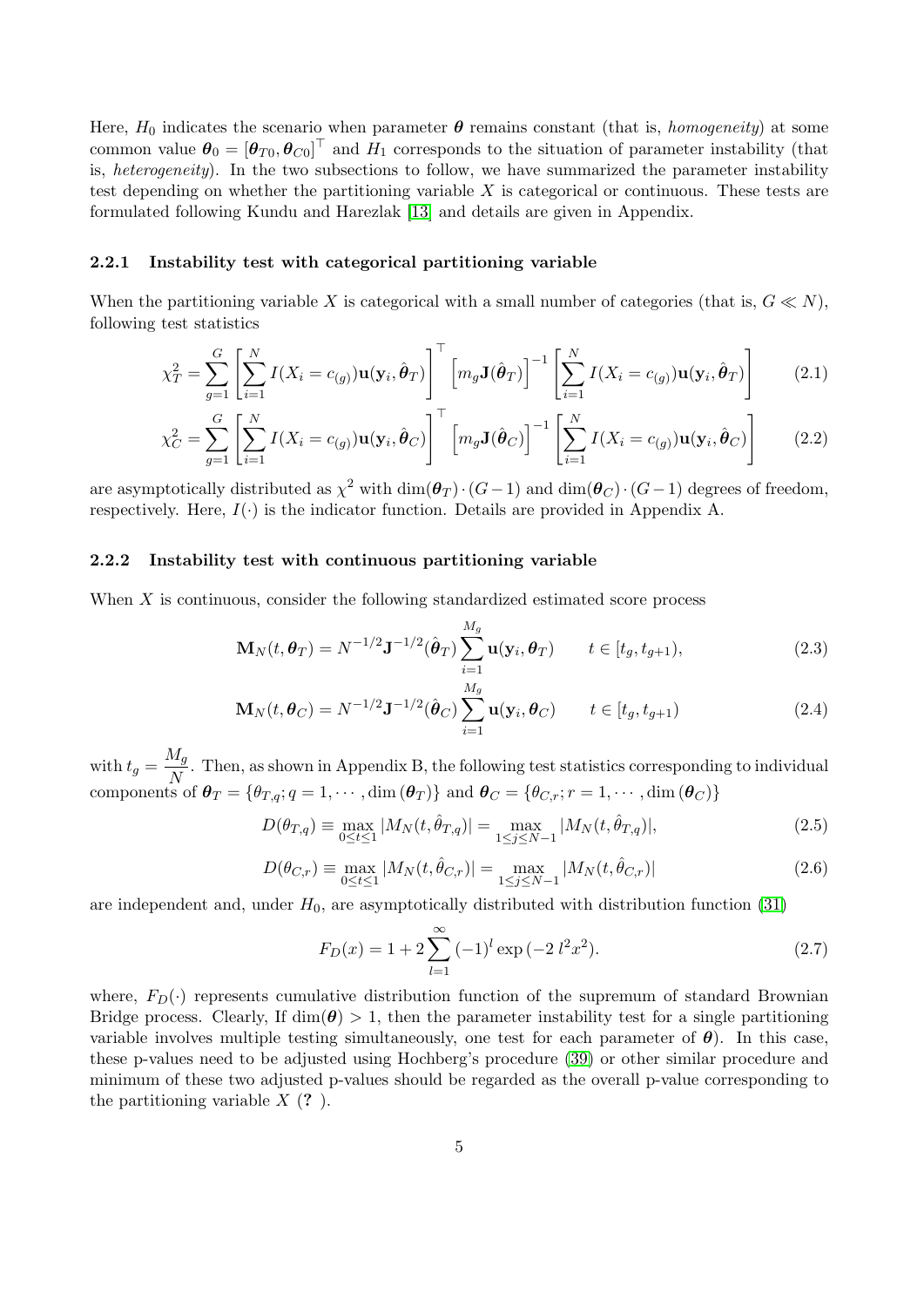Here, $H_0$ indicates the scenario when parameter $\boldsymbol{\theta}$ remains constant (that is, *homogeneity*) at some common value $\boldsymbol{\theta}_0 = [\boldsymbol{\theta}_{T0}, \boldsymbol{\theta}_{C0}]^\top$ and $H_1$ corresponds to the situation of parameter instability (that is, *heterogeneity*). In the two subsections to follow, we have summarized the parameter instability test depending on whether the partitioning variable $X$ is categorical or continuous. These tests are formulated following Kundu and Harezlak [13] and details are given in Appendix.

### 2.2.1 Instability test with categorical partitioning variable

When the partitioning variable $X$ is categorical with a small number of categories (that is, $G \ll N$), following test statistics

$$\chi_T^2 = \sum_{g=1}^{G} \left[ \sum_{i=1}^{N} I(X_i = c_{(g)}) \mathbf{u}(\mathbf{y}_i, \hat{\boldsymbol{\theta}}_T) \right]^\top \left[ m_g \mathbf{J}(\hat{\boldsymbol{\theta}}_T) \right]^{-1} \left[ \sum_{i=1}^{N} I(X_i = c_{(g)}) \mathbf{u}(\mathbf{y}_i, \hat{\boldsymbol{\theta}}_T) \right] \tag{2.1}$$

$$\chi_C^2 = \sum_{g=1}^{G} \left[ \sum_{i=1}^{N} I(X_i = c_{(g)}) \mathbf{u}(\mathbf{y}_i, \hat{\boldsymbol{\theta}}_C) \right]^\top \left[ m_g \mathbf{J}(\hat{\boldsymbol{\theta}}_C) \right]^{-1} \left[ \sum_{i=1}^{N} I(X_i = c_{(g)}) \mathbf{u}(\mathbf{y}_i, \hat{\boldsymbol{\theta}}_C) \right] \tag{2.2}$$

are asymptotically distributed as $\chi^2$ with $\dim(\boldsymbol{\theta}_T) \cdot (G-1)$ and $\dim(\boldsymbol{\theta}_C) \cdot (G-1)$ degrees of freedom, respectively. Here, $I(\cdot)$ is the indicator function. Details are provided in Appendix A.

### 2.2.2 Instability test with continuous partitioning variable

When $X$ is continuous, consider the following standardized estimated score process

$$\mathbf{M}_N(t, \boldsymbol{\theta}_T) = N^{-1/2} \mathbf{J}^{-1/2}(\hat{\boldsymbol{\theta}}_T) \sum_{i=1}^{M_g} \mathbf{u}(\mathbf{y}_i, \boldsymbol{\theta}_T) \qquad t \in [t_g, t_{g+1}), \tag{2.3}$$

$$\mathbf{M}_N(t, \boldsymbol{\theta}_C) = N^{-1/2} \mathbf{J}^{-1/2}(\hat{\boldsymbol{\theta}}_C) \sum_{i=1}^{M_g} \mathbf{u}(\mathbf{y}_i, \boldsymbol{\theta}_C) \qquad t \in [t_g, t_{g+1}) \tag{2.4}$$

with $t_g = \dfrac{M_g}{N}$. Then, as shown in Appendix B, the following test statistics corresponding to individual components of $\boldsymbol{\theta}_T = \{\theta_{T,q}; q = 1, \cdots, \dim(\boldsymbol{\theta}_T)\}$ and $\boldsymbol{\theta}_C = \{\theta_{C,r}; r = 1, \cdots, \dim(\boldsymbol{\theta}_C)\}$

$$D(\theta_{T,q}) \equiv \max_{0 \le t \le 1} |M_N(t, \hat{\theta}_{T,q})| = \max_{1 \le j \le N-1} |M_N(t, \hat{\theta}_{T,q})|, \tag{2.5}$$

$$D(\theta_{C,r}) \equiv \max_{0 \le t \le 1} |M_N(t, \hat{\theta}_{C,r})| = \max_{1 \le j \le N-1} |M_N(t, \hat{\theta}_{C,r})| \tag{2.6}$$

are independent and, under $H_0$, are asymptotically distributed with distribution function (31)

$$F_D(x) = 1 + 2 \sum_{l=1}^{\infty} (-1)^l \exp(-2\, l^2 x^2). \tag{2.7}$$

where, $F_D(\cdot)$ represents cumulative distribution function of the supremum of standard Brownian Bridge process. Clearly, If $\dim(\boldsymbol{\theta}) > 1$, then the parameter instability test for a single partitioning variable involves multiple testing simultaneously, one test for each parameter of $\boldsymbol{\theta}$). In this case, these p-values need to be adjusted using Hochberg's procedure (39) or other similar procedure and minimum of these two adjusted p-values should be regarded as the overall p-value corresponding to the partitioning variable $X$ (**?** ).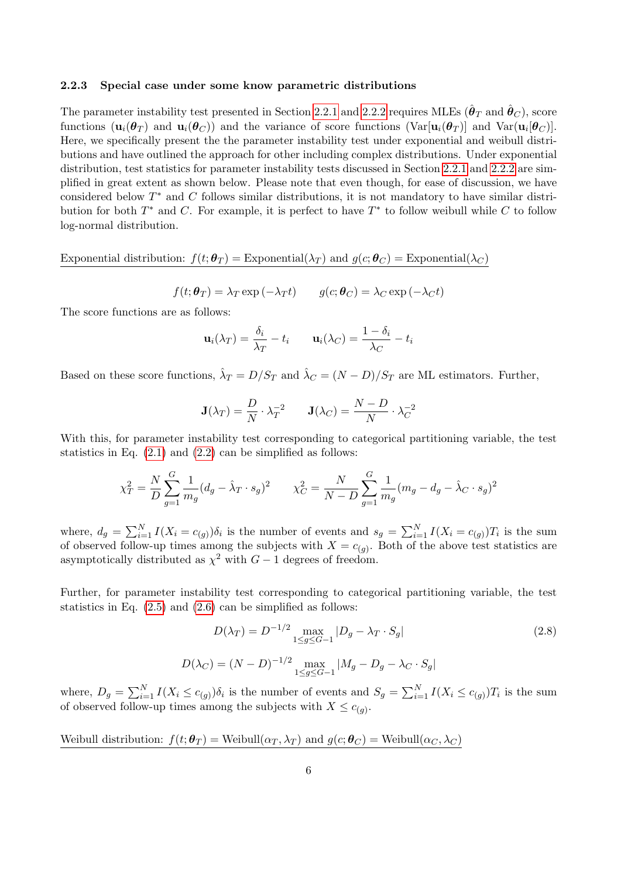### 2.2.3 Special case under some know parametric distributions

The parameter instability test presented in Section 2.2.1 and 2.2.2 requires MLEs ($\hat{\boldsymbol{\theta}}_T$ and $\hat{\boldsymbol{\theta}}_C$), score functions ($\mathbf{u}_i(\boldsymbol{\theta}_T)$ and $\mathbf{u}_i(\boldsymbol{\theta}_C)$) and the variance of score functions (Var[$\mathbf{u}_i(\boldsymbol{\theta}_T)$] and Var($\mathbf{u}_i[\boldsymbol{\theta}_C)$]. Here, we specifically present the the parameter instability test under exponential and weibull distributions and have outlined the approach for other including complex distributions. Under exponential distribution, test statistics for parameter instability tests discussed in Section 2.2.1 and 2.2.2 are simplified in great extent as shown below. Please note that even though, for ease of discussion, we have considered below $T^*$ and $C$ follows similar distributions, it is not mandatory to have similar distribution for both $T^*$ and $C$. For example, it is perfect to have $T^*$ to follow weibull while $C$ to follow log-normal distribution.

Exponential distribution: $f(t; \boldsymbol{\theta}_T) = \text{Exponential}(\lambda_T)$ and $g(c; \boldsymbol{\theta}_C) = \text{Exponential}(\lambda_C)$

$$f(t; \boldsymbol{\theta}_T) = \lambda_T \exp\left(-\lambda_T t\right) \qquad g(c; \boldsymbol{\theta}_C) = \lambda_C \exp\left(-\lambda_C t\right)$$

The score functions are as follows:

$$\mathbf{u}_i(\lambda_T) = \frac{\delta_i}{\lambda_T} - t_i \qquad \mathbf{u}_i(\lambda_C) = \frac{1-\delta_i}{\lambda_C} - t_i$$

Based on these score functions, $\hat{\lambda}_T = D/S_T$ and $\hat{\lambda}_C = (N-D)/S_T$ are ML estimators. Further,

$$\mathbf{J}(\lambda_T) = \frac{D}{N} \cdot \lambda_T^{-2} \qquad \mathbf{J}(\lambda_C) = \frac{N-D}{N} \cdot \lambda_C^{-2}$$

With this, for parameter instability test corresponding to categorical partitioning variable, the test statistics in Eq. (2.1) and (2.2) can be simplified as follows:

$$\chi^2_T = \frac{N}{D} \sum_{g=1}^{G} \frac{1}{m_g} (d_g - \hat{\lambda}_T \cdot s_g)^2 \qquad \chi^2_C = \frac{N}{N-D} \sum_{g=1}^{G} \frac{1}{m_g} (m_g - d_g - \hat{\lambda}_C \cdot s_g)^2$$

where, $d_g = \sum_{i=1}^{N} I(X_i = c_{(g)})\delta_i$ is the number of events and $s_g = \sum_{i=1}^{N} I(X_i = c_{(g)})T_i$ is the sum of observed follow-up times among the subjects with $X = c_{(g)}$. Both of the above test statistics are asymptotically distributed as $\chi^2$ with $G-1$ degrees of freedom.

Further, for parameter instability test corresponding to categorical partitioning variable, the test statistics in Eq. (2.5) and (2.6) can be simplified as follows:

$$D(\lambda_T) = D^{-1/2} \max_{1 \le g \le G-1} |D_g - \lambda_T \cdot S_g| \tag{2.8}$$

$$D(\lambda_C) = (N-D)^{-1/2} \max_{1 \le g \le G-1} |M_g - D_g - \lambda_C \cdot S_g|$$

where, $D_g = \sum_{i=1}^{N} I(X_i \le c_{(g)})\delta_i$ is the number of events and $S_g = \sum_{i=1}^{N} I(X_i \le c_{(g)})T_i$ is the sum of observed follow-up times among the subjects with $X \le c_{(g)}$.

Weibull distribution: $f(t; \boldsymbol{\theta}_T) = \text{Weibull}(\alpha_T, \lambda_T)$ and $g(c; \boldsymbol{\theta}_C) = \text{Weibull}(\alpha_C, \lambda_C)$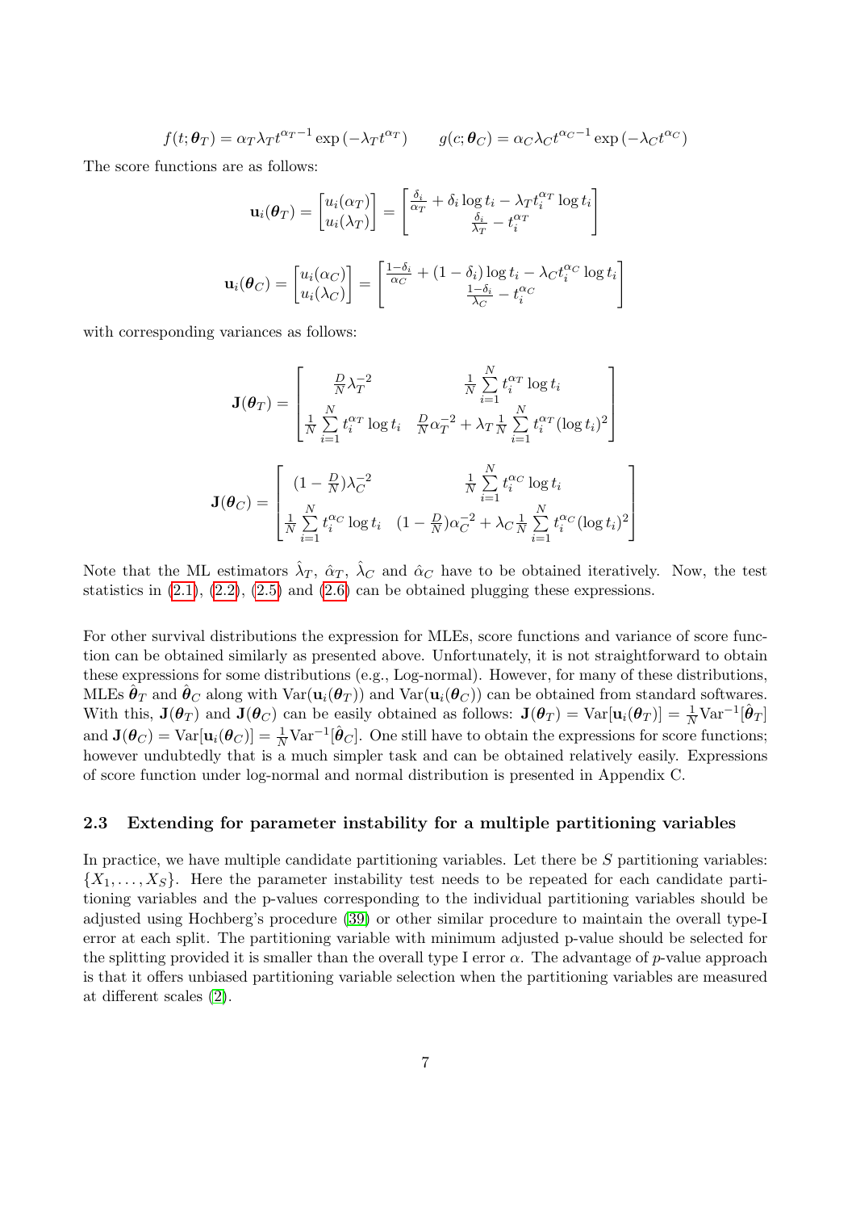$$f(t;\boldsymbol{\theta}_T) = \alpha_T \lambda_T t^{\alpha_T - 1} \exp\left(-\lambda_T t^{\alpha_T}\right) \qquad g(c;\boldsymbol{\theta}_C) = \alpha_C \lambda_C t^{\alpha_C - 1} \exp\left(-\lambda_C t^{\alpha_C}\right)$$

The score functions are as follows:

$$\mathbf{u}_i(\boldsymbol{\theta}_T) = \begin{bmatrix} u_i(\alpha_T) \\ u_i(\lambda_T) \end{bmatrix} = \begin{bmatrix} \frac{\delta_i}{\alpha_T} + \delta_i \log t_i - \lambda_T t_i^{\alpha_T} \log t_i \\ \frac{\delta_i}{\lambda_T} - t_i^{\alpha_T} \end{bmatrix}$$

$$\mathbf{u}_i(\boldsymbol{\theta}_C) = \begin{bmatrix} u_i(\alpha_C) \\ u_i(\lambda_C) \end{bmatrix} = \begin{bmatrix} \frac{1-\delta_i}{\alpha_C} + (1-\delta_i) \log t_i - \lambda_C t_i^{\alpha_C} \log t_i \\ \frac{1-\delta_i}{\lambda_C} - t_i^{\alpha_C} \end{bmatrix}$$

with corresponding variances as follows:

$$\mathbf{J}(\boldsymbol{\theta}_T) = \begin{bmatrix} \frac{D}{N}\lambda_T^{-2} & \frac{1}{N}\sum\limits_{i=1}^{N} t_i^{\alpha_T} \log t_i \\ \frac{1}{N}\sum\limits_{i=1}^{N} t_i^{\alpha_T} \log t_i & \frac{D}{N}\alpha_T^{-2} + \lambda_T \frac{1}{N}\sum\limits_{i=1}^{N} t_i^{\alpha_T} (\log t_i)^2 \end{bmatrix}$$

$$\mathbf{J}(\boldsymbol{\theta}_C) = \begin{bmatrix} (1-\frac{D}{N})\lambda_C^{-2} & \frac{1}{N}\sum\limits_{i=1}^{N} t_i^{\alpha_C} \log t_i \\ \frac{1}{N}\sum\limits_{i=1}^{N} t_i^{\alpha_C} \log t_i & (1-\frac{D}{N})\alpha_C^{-2} + \lambda_C \frac{1}{N}\sum\limits_{i=1}^{N} t_i^{\alpha_C} (\log t_i)^2 \end{bmatrix}$$

Note that the ML estimators $\hat{\lambda}_T$, $\hat{\alpha}_T$, $\hat{\lambda}_C$ and $\hat{\alpha}_C$ have to be obtained iteratively. Now, the test statistics in (2.1), (2.2), (2.5) and (2.6) can be obtained plugging these expressions.

For other survival distributions the expression for MLEs, score functions and variance of score function can be obtained similarly as presented above. Unfortunately, it is not straightforward to obtain these expressions for some distributions (e.g., Log-normal). However, for many of these distributions, MLEs $\hat{\boldsymbol{\theta}}_T$ and $\hat{\boldsymbol{\theta}}_C$ along with $\text{Var}(\mathbf{u}_i(\boldsymbol{\theta}_T))$ and $\text{Var}(\mathbf{u}_i(\boldsymbol{\theta}_C))$ can be obtained from standard softwares. With this, $\mathbf{J}(\boldsymbol{\theta}_T)$ and $\mathbf{J}(\boldsymbol{\theta}_C)$ can be easily obtained as follows: $\mathbf{J}(\boldsymbol{\theta}_T) = \text{Var}[\mathbf{u}_i(\boldsymbol{\theta}_T)] = \frac{1}{N}\text{Var}^{-1}[\hat{\boldsymbol{\theta}}_T]$ and $\mathbf{J}(\boldsymbol{\theta}_C) = \text{Var}[\mathbf{u}_i(\boldsymbol{\theta}_C)] = \frac{1}{N}\text{Var}^{-1}[\hat{\boldsymbol{\theta}}_C]$. One still have to obtain the expressions for score functions; however undubtedly that is a much simpler task and can be obtained relatively easily. Expressions of score function under log-normal and normal distribution is presented in Appendix C.

## 2.3 Extending for parameter instability for a multiple partitioning variables

In practice, we have multiple candidate partitioning variables. Let there be $S$ partitioning variables: $\{X_1, \ldots, X_S\}$. Here the parameter instability test needs to be repeated for each candidate partitioning variables and the p-values corresponding to the individual partitioning variables should be adjusted using Hochberg's procedure (39) or other similar procedure to maintain the overall type-I error at each split. The partitioning variable with minimum adjusted p-value should be selected for the splitting provided it is smaller than the overall type I error $\alpha$. The advantage of $p$-value approach is that it offers unbiased partitioning variable selection when the partitioning variables are measured at different scales (2).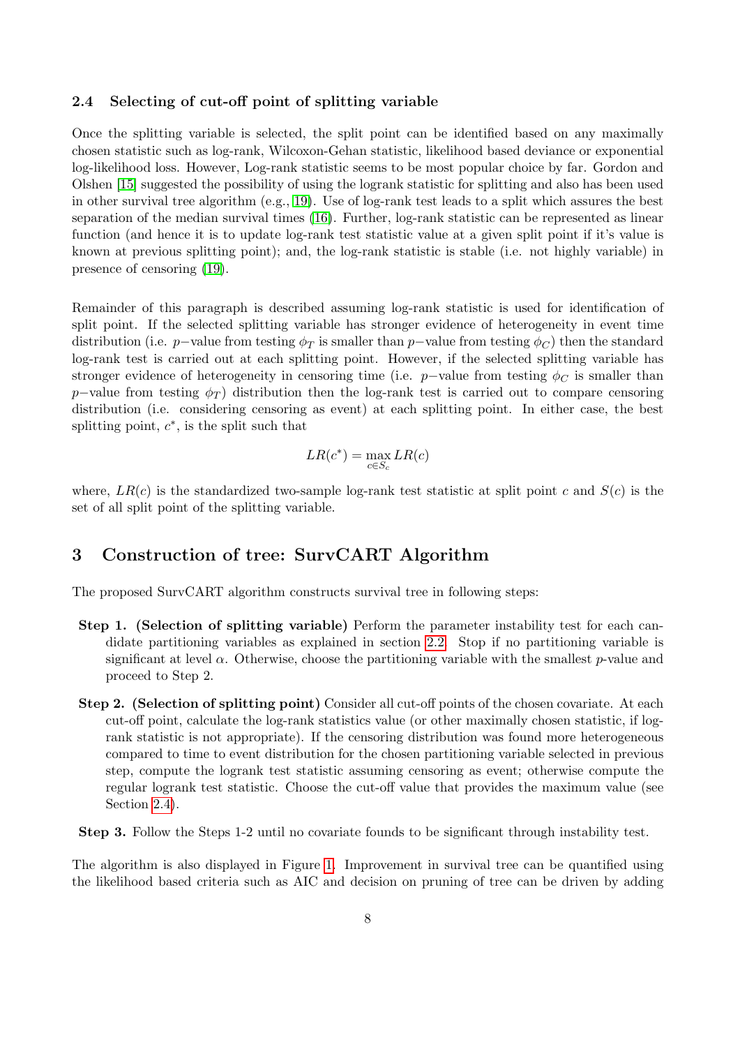### 2.4 Selecting of cut-off point of splitting variable

Once the splitting variable is selected, the split point can be identified based on any maximally chosen statistic such as log-rank, Wilcoxon-Gehan statistic, likelihood based deviance or exponential log-likelihood loss. However, Log-rank statistic seems to be most popular choice by far. Gordon and Olshen [15] suggested the possibility of using the logrank statistic for splitting and also has been used in other survival tree algorithm (e.g., [19]). Use of log-rank test leads to a split which assures the best separation of the median survival times ([16]). Further, log-rank statistic can be represented as linear function (and hence it is to update log-rank test statistic value at a given split point if it's value is known at previous splitting point); and, the log-rank statistic is stable (i.e. not highly variable) in presence of censoring ([19]).

Remainder of this paragraph is described assuming log-rank statistic is used for identification of split point. If the selected splitting variable has stronger evidence of heterogeneity in event time distribution (i.e. $p-$value from testing $\phi_T$ is smaller than $p-$value from testing $\phi_C$) then the standard log-rank test is carried out at each splitting point. However, if the selected splitting variable has stronger evidence of heterogeneity in censoring time (i.e. $p-$value from testing $\phi_C$ is smaller than $p-$value from testing $\phi_T$) distribution then the log-rank test is carried out to compare censoring distribution (i.e. considering censoring as event) at splitting point. In either case, the best splitting point, $c^*$, is the split such that

$$LR(c^*) = \max_{c \in S_c} LR(c)$$

where, $LR(c)$ is the standardized two-sample log-rank test statistic at split point $c$ and $S(c)$ is the set of all split point of the splitting variable.

## 3 Construction of tree: SurvCART Algorithm

The proposed SurvCART algorithm constructs survival tree in following steps:

**Step 1. (Selection of splitting variable)** Perform the parameter instability test for each candidate partitioning variables as explained in section 2.2. Stop if no partitioning variable is significant at level $\alpha$. Otherwise, choose the partitioning variable with the smallest $p$-value and proceed to Step 2.

**Step 2. (Selection of splitting point)** Consider all cut-off points of the chosen covariate. At each cut-off point, calculate the log-rank statistics value (or other maximally chosen statistic, if log-rank statistic is not appropriate). If the censoring distribution was found more heterogeneous compared to time to event distribution for the chosen partitioning variable selected in previous step, compute the logrank test statistic assuming censoring as event; otherwise compute the regular logrank test statistic. Choose the cut-off value that provides the maximum value (see Section 2.4).

**Step 3.** Follow the Steps 1-2 until no covariate founds to be significant through instability test.

The algorithm is also displayed in Figure 1. Improvement in survival tree can be quantified using the likelihood based criteria such as AIC and decision on pruning of tree can be driven by adding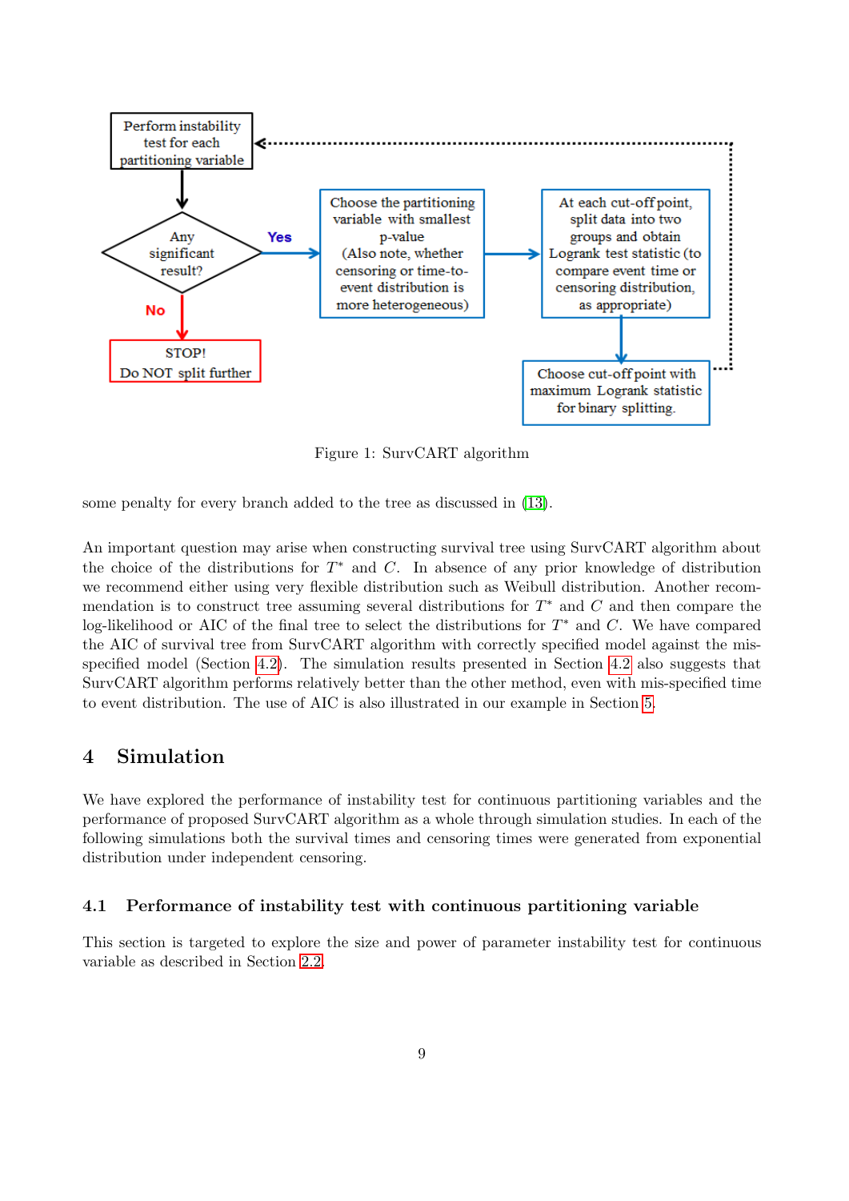Figure 1: SurvCART algorithm

some penalty for every branch added to the tree as discussed in (13).

An important question may arise when constructing survival tree using SurvCART algorithm about the choice of the distributions for $T^*$ and $C$. In absence of any prior knowledge of distribution we recommend either using very flexible distribution such as Weibull distribution. Another recommendation is to construct tree assuming several distributions for $T^*$ and $C$ and then compare the log-likelihood or AIC of the final tree to select the distributions for $T^*$ and $C$. We have compared the AIC of survival tree from SurvCART algorithm with correctly specified model against the mis-specified model (Section 4.2). The simulation results presented in Section 4.2 also suggests that SurvCART algorithm performs relatively better than the other method, even with mis-specified time to event distribution. The use of AIC is also illustrated in our example in Section 5.

## 4 Simulation

We have explored the performance of instability test for continuous partitioning variables and the performance of proposed SurvCART algorithm as a whole through simulation studies. In each of the following simulations both the survival times and censoring times were generated from exponential distribution under independent censoring.

### 4.1 Performance of instability test with continuous partitioning variable

This section is targeted to explore the size and power of parameter instability test for continuous variable as described in Section 2.2.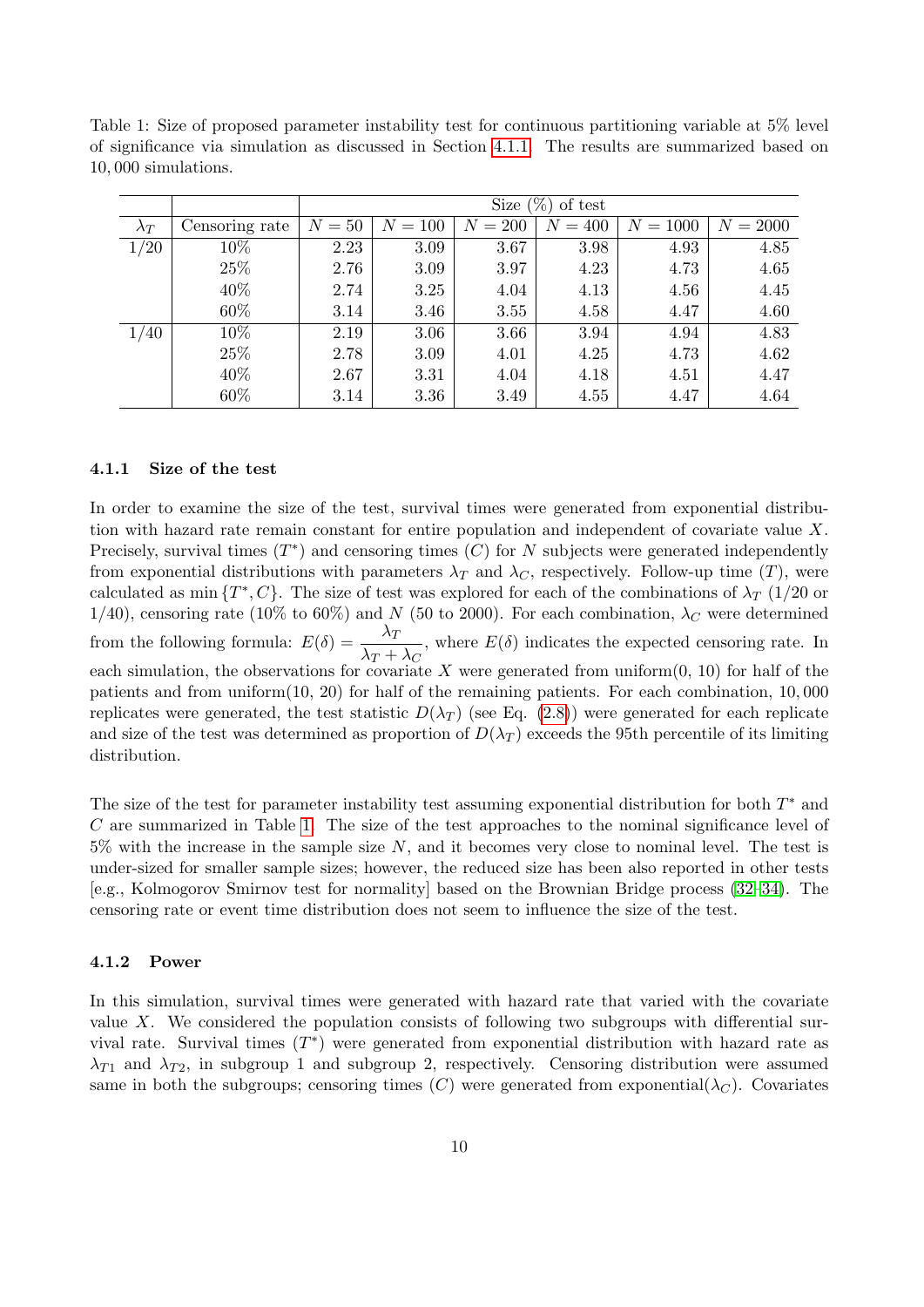Table 1: Size of proposed parameter instability test for continuous partitioning variable at 5% level of significance via simulation as discussed in Section 4.1.1. The results are summarized based on 10,000 simulations.

| | | Size (%) of test | | | | | |
|---|---|---|---|---|---|---|---|
| $\lambda_T$ | Censoring rate | $N = 50$ | $N = 100$ | $N = 200$ | $N = 400$ | $N = 1000$ | $N = 2000$ |
| 1/20 | 10% | 2.23 | 3.09 | 3.67 | 3.98 | 4.93 | 4.85 |
| | 25% | 2.76 | 3.09 | 3.97 | 4.23 | 4.73 | 4.65 |
| | 40% | 2.74 | 3.25 | 4.04 | 4.13 | 4.56 | 4.45 |
| | 60% | 3.14 | 3.46 | 3.55 | 4.58 | 4.47 | 4.60 |
| 1/40 | 10% | 2.19 | 3.06 | 3.66 | 3.94 | 4.94 | 4.83 |
| | 25% | 2.78 | 3.09 | 4.01 | 4.25 | 4.73 | 4.62 |
| | 40% | 2.67 | 3.31 | 4.04 | 4.18 | 4.51 | 4.47 |
| | 60% | 3.14 | 3.36 | 3.49 | 4.55 | 4.47 | 4.64 |

### 4.1.1 Size of the test

In order to examine the size of the test, survival times were generated from exponential distribution with hazard rate remain constant for entire population and independent of covariate value $X$. Precisely, survival times ($T^*$) and censoring times ($C$) for $N$ subjects were generated independently from exponential distributions with parameters $\lambda_T$ and $\lambda_C$, respectively. Follow-up time ($T$), were calculated as $\min\{T^*, C\}$. The size of test was explored for each of the combinations of $\lambda_T$ (1/20 or 1/40), censoring rate (10% to 60%) and $N$ (50 to 2000). For each combination, $\lambda_C$ were determined from the following formula: $E(\delta) = \dfrac{\lambda_T}{\lambda_T + \lambda_C}$, where $E(\delta)$ indicates the expected censoring rate. In each simulation, the observations for covariate $X$ were generated from uniform(0, 10) for half of the patients and from uniform(10, 20) for half of the remaining patients. For each combination, 10,000 replicates were generated, the test statistic $D(\lambda_T)$ (see Eq. (2.8)) were generated for each replicate and size of the test was determined as proportion of $D(\lambda_T)$ exceeds the 95th percentile of its limiting distribution.

The size of the test for parameter instability test assuming exponential distribution for both $T^*$ and $C$ are summarized in Table 1. The size of the test approaches to the nominal significance level of 5% with the increase in the sample size $N$, and it becomes very close to nominal level. The test is under-sized for smaller sample sizes; however, the reduced size has been also reported in other tests [e.g., Kolmogorov Smirnov test for normality] based on the Brownian Bridge process (32–34). The censoring rate or event time distribution does not seem to influence the size of the test.

### 4.1.2 Power

In this simulation, survival times were generated with hazard rate that varied with the covariate value $X$. We considered the population consists of following two subgroups with differential survival rate. Survival times ($T^*$) were generated from exponential distribution with hazard rate as $\lambda_{T1}$ and $\lambda_{T2}$, in subgroup 1 and subgroup 2, respectively. Censoring distribution were assumed same in both the subgroups; censoring times ($C$) were generated from exponential($\lambda_C$). Covariates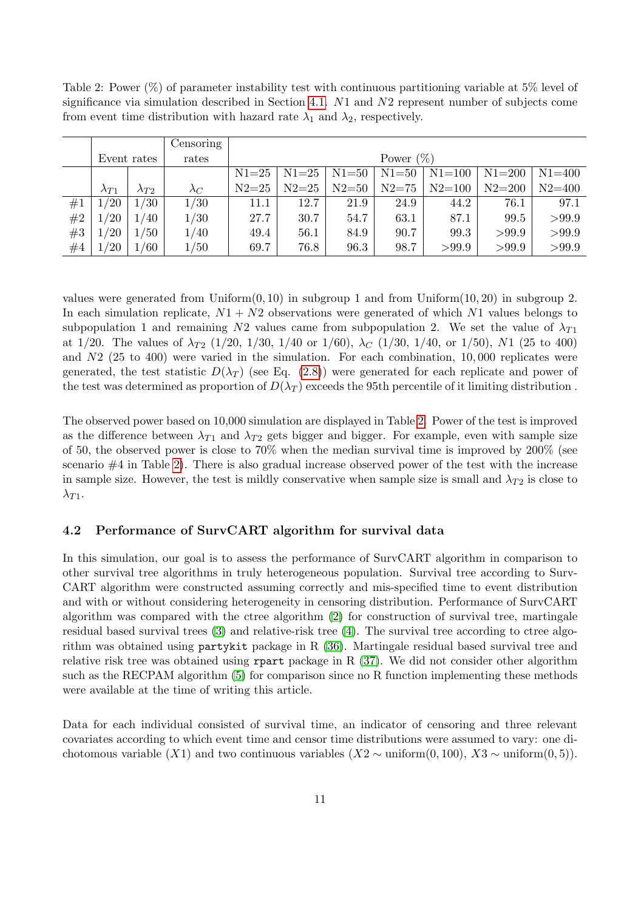Table 2: Power (%) of parameter instability test with continuous partitioning variable at 5% level of significance via simulation described in Section 4.1. $N1$ and $N2$ represent number of subjects come from event time distribution with hazard rate $\lambda_1$ and $\lambda_2$, respectively.

| | Event rates | | Censoring rates | Power (%) | | | | | | |
|---|---|---|---|---|---|---|---|---|---|---|
| | | | | N1=25 | N1=25 | N1=50 | N1=50 | N1=100 | N1=200 | N1=400 |
| | $\lambda_{T1}$ | $\lambda_{T2}$ | $\lambda_C$ | N2=25 | N2=25 | N2=50 | N2=75 | N2=100 | N2=200 | N2=400 |
| #1 | 1/20 | 1/30 | 1/30 | 11.1 | 12.7 | 21.9 | 24.9 | 44.2 | 76.1 | 97.1 |
| #2 | 1/20 | 1/40 | 1/30 | 27.7 | 30.7 | 54.7 | 63.1 | 87.1 | 99.5 | >99.9 |
| #3 | 1/20 | 1/50 | 1/40 | 49.4 | 56.1 | 84.9 | 90.7 | 99.3 | >99.9 | >99.9 |
| #4 | 1/20 | 1/60 | 1/50 | 69.7 | 76.8 | 96.3 | 98.7 | >99.9 | >99.9 | >99.9 |

values were generated from Uniform$(0, 10)$ in subgroup 1 and from Uniform$(10, 20)$ in subgroup 2. In each simulation replicate, $N1 + N2$ observations were generated of which $N1$ values belongs to subpopulation 1 and remaining $N2$ values came from subpopulation 2. We set the value of $\lambda_{T1}$ at 1/20. The values of $\lambda_{T2}$ (1/20, 1/30, 1/40 or 1/60), $\lambda_C$ (1/30, 1/40, or 1/50), $N1$ (25 to 400) and $N2$ (25 to 400) were varied in the simulation. For each combination, 10,000 replicates were generated, the test statistic $D(\lambda_T)$ (see Eq. (2.8)) were generated for each replicate and power of the test was determined as proportion of $D(\lambda_T)$ exceeds the 95th percentile of it limiting distribution .

The observed power based on 10,000 simulation are displayed in Table 2. Power of the test is improved as the difference between $\lambda_{T1}$ and $\lambda_{T2}$ gets bigger and bigger. For example, even with sample size of 50, the observed power is close to 70% when the median survival time is improved by 200% (see scenario #4 in Table 2). There is also gradual increase observed power of the test with the increase in sample size. However, the test is mildly conservative when sample size is small and $\lambda_{T2}$ is close to $\lambda_{T1}$.

### 4.2 Performance of SurvCART algorithm for survival data

In this simulation, our goal is to assess the performance of SurvCART algorithm in comparison to other survival tree algorithms in truly heterogeneous population. Survival tree according to SurvCART algorithm were constructed assuming correctly and mis-specified time to event distribution and with or without considering heterogeneity in censoring distribution. Performance of SurvCART algorithm was compared with the ctree algorithm (2) for construction of survival tree, martingale residual based survival trees (3) and relative-risk tree (4). The survival tree according to ctree algorithm was obtained using `partykit` package in R (36). Martingale residual based survival tree and relative risk tree was obtained using `rpart` package in R (37). We did not consider other algorithm such as the RECPAM algorithm (5) for comparison since no R function implementing these methods were available at the time of writing this article.

Data for each individual consisted of survival time, an indicator of censoring and three relevant covariates according to which event time and censor time distributions were assumed to vary: one dichotomous variable ($X1$) and two continuous variables ($X2 \sim$ uniform$(0, 100)$, $X3 \sim$ uniform$(0, 5)$).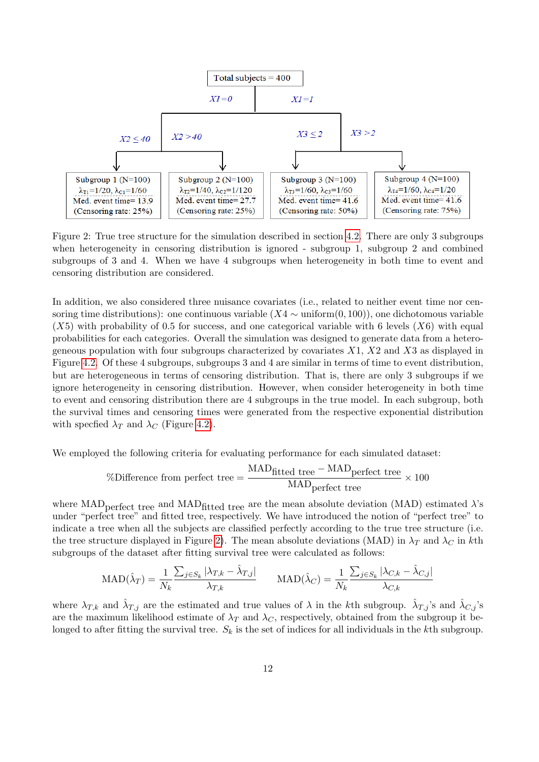Total subjects = 400

$X1=0$ | $X1=1$

$X2 \leq 40$ | $X2 > 40$ | $X3 \leq 2$ | $X3 > 2$

| Subgroup 1 (N=100) | Subgroup 2 (N=100) | Subgroup 3 (N=100) | Subgroup 4 (N=100) |
|---|---|---|---|
| $\lambda_{T1}$=1/20, $\lambda_{C1}$=1/60 | $\lambda_{T2}$=1/40, $\lambda_{C2}$=1/120 | $\lambda_{T3}$=1/60, $\lambda_{C3}$=1/60 | $\lambda_{T4}$=1/60, $\lambda_{C4}$=1/20 |
| Med. event time= 13.9 | Med. event time= 27.7 | Med. event time= 41.6 | Med. event time= 41.6 |
| (Censoring rate: 25%) | (Censoring rate: 25%) | (Censoring rate: 50%) | (Censoring rate: 75%) |

Figure 2: True tree structure for the simulation described in section 4.2. There are only 3 subgroups when heterogeneity in censoring distribution is ignored - subgroup 1, subgroup 2 and combined subgroups of 3 and 4. When we have 4 subgroups when heterogeneity in both time to event and censoring distribution are considered.

In addition, we also considered three nuisance covariates (i.e., related to neither event time nor censoring time distributions): one continuous variable ($X4 \sim$ uniform$(0, 100)$), one dichotomous variable ($X5$) with probability of 0.5 for success, and one categorical variable with 6 levels ($X6$) with equal probabilities for each categories. Overall the simulation was designed to generate data from a heterogeneous population with four subgroups characterized by covariates $X1$, $X2$ and $X3$ as displayed in Figure 4.2. Of these 4 subgroups, subgroups 3 and 4 are similar in terms of time to event distribution, but are heterogeneous in terms of censoring distribution. That is, there are only 3 subgroups if we ignore heterogeneity in censoring distribution. However, when consider heterogeneity in both time to event and censoring distribution there are 4 subgroups in the true model. In each subgroup, both the survival times and censoring times were generated from the respective exponential distribution with specfied $\lambda_T$ and $\lambda_C$ (Figure 4.2).

We employed the following criteria for evaluating performance for each simulated dataset:

$$\text{\%Difference from perfect tree} = \frac{\text{MAD}_{\text{fitted tree}} - \text{MAD}_{\text{perfect tree}}}{\text{MAD}_{\text{perfect tree}}} \times 100$$

where $\text{MAD}_{\text{perfect tree}}$ and $\text{MAD}_{\text{fitted tree}}$ are the mean absolute deviation (MAD) estimated $\lambda$'s under "perfect tree" and fitted tree, respectively. We have introduced the notion of "perfect tree" to indicate a tree when all the subjects are classified perfectly according to the true tree structure (i.e. the tree structure displayed in Figure 2). The mean absolute deviations (MAD) in $\lambda_T$ and $\lambda_C$ in $k$th subgroups of the dataset after fitting survival tree were calculated as follows:

$$\text{MAD}(\hat{\lambda}_T) = \frac{1}{N_k}\frac{\sum_{j \in S_k} |\lambda_{T,k} - \hat{\lambda}_{T,j}|}{\lambda_{T,k}} \qquad \text{MAD}(\hat{\lambda}_C) = \frac{1}{N_k}\frac{\sum_{j \in S_k} |\lambda_{C,k} - \hat{\lambda}_{C,j}|}{\lambda_{C,k}}$$

where $\lambda_{T,k}$ and $\hat{\lambda}_{T,j}$ are the estimated and true values of $\lambda$ in the $k$th subgroup. $\hat{\lambda}_{T,j}$'s and $\hat{\lambda}_{C,j}$'s are the maximum likelihood estimate of $\lambda_T$ and $\lambda_C$, respectively, obtained from the subgroup it belonged to after fitting the survival tree. $S_k$ is the set of indices for all individuals in the $k$th subgroup.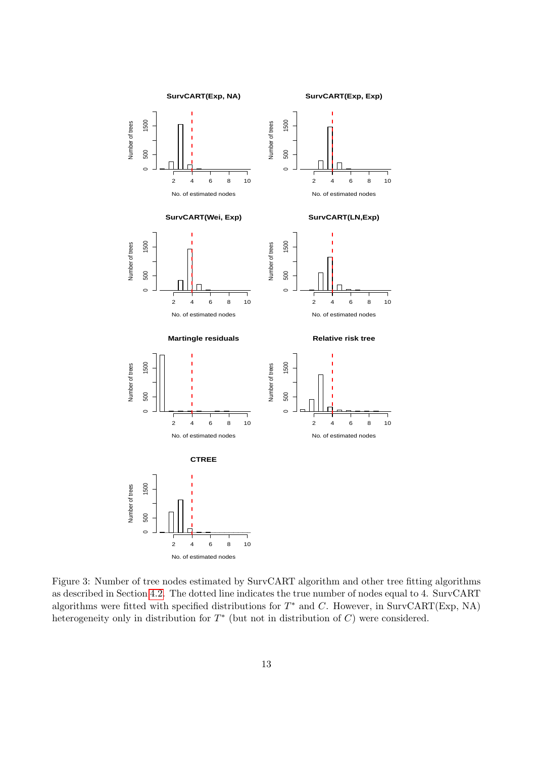Figure 3: Number of tree nodes estimated by SurvCART algorithm and other tree fitting algorithms as described in Section 4.2. The dotted line indicates the true number of nodes equal to 4. SurvCART algorithms were fitted with specified distributions for $T^*$ and $C$. However, in SurvCART(Exp, NA) heterogeneity only in distribution for $T^*$ (but not in distribution of $C$) were considered.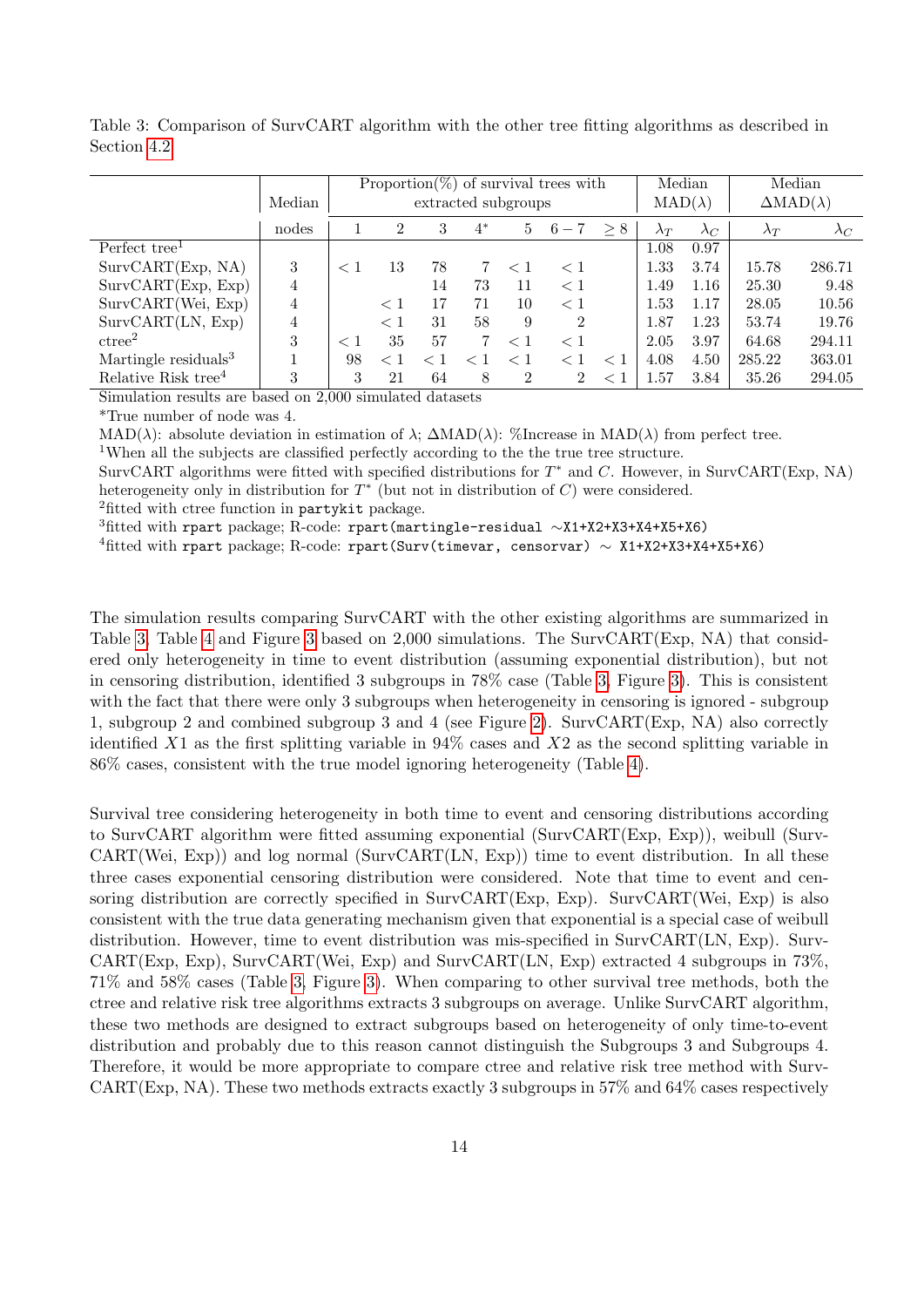Table 3: Comparison of SurvCART algorithm with the other tree fitting algorithms as described in Section 4.2

| | Median | Proportion(%) of survival trees with extracted subgroups | | | | | | | Median MAD($\lambda$) | | Median $\Delta$MAD($\lambda$) | |
|---|---|---|---|---|---|---|---|---|---|---|---|---|
| | nodes | 1 | 2 | 3 | 4* | 5 | 6 − 7 | ≥ 8 | $\lambda_T$ | $\lambda_C$ | $\lambda_T$ | $\lambda_C$ |
| Perfect tree[1] | | | | | | | | | 1.08 | 0.97 | | |
| SurvCART(Exp, NA) | 3 | < 1 | 13 | 78 | 7 | < 1 | < 1 | | 1.33 | 3.74 | 15.78 | 286.71 |
| SurvCART(Exp, Exp) | 4 | | | 14 | 73 | 11 | < 1 | | 1.49 | 1.16 | 25.30 | 9.48 |
| SurvCART(Wei, Exp) | 4 | | < 1 | 17 | 71 | 10 | < 1 | | 1.53 | 1.17 | 28.05 | 10.56 |
| SurvCART(LN, Exp) | 4 | | < 1 | 31 | 58 | 9 | 2 | | 1.87 | 1.23 | 53.74 | 19.76 |
| ctree[2] | 3 | < 1 | 35 | 57 | 7 | < 1 | < 1 | | 2.05 | 3.97 | 64.68 | 294.11 |
| Martingle residuals[3] | 1 | 98 | < 1 | < 1 | < 1 | < 1 | < 1 | < 1 | 4.08 | 4.50 | 285.22 | 363.01 |
| Relative Risk tree[4] | 3 | 3 | 21 | 64 | 8 | 2 | 2 | < 1 | 1.57 | 3.84 | 35.26 | 294.05 |

Simulation results are based on 2,000 simulated datasets

*True number of node was 4.

MAD($\lambda$): absolute deviation in estimation of $\lambda$; $\Delta$MAD($\lambda$): %Increase in MAD($\lambda$) from perfect tree.

[1]When all the subjects are classified perfectly according to the the true tree structure.

SurvCART algorithms were fitted with specified distributions for $T^*$ and $C$. However, in SurvCART(Exp, NA) heterogeneity only in distribution for $T^*$ (but not in distribution of $C$) were considered.

[2]fitted with ctree function in `partykit` package.

[3]fitted with `rpart` package; R-code: `rpart(martingle-residual ~X1+X2+X3+X4+X5+X6)`

[4]fitted with `rpart` package; R-code: `rpart(Surv(timevar, censorvar) ~ X1+X2+X3+X4+X5+X6)`

The simulation results comparing SurvCART with the other existing algorithms are summarized in Table 3, Table 4 and Figure 3 based on 2,000 simulations. The SurvCART(Exp, NA) that considered only heterogeneity in time to event distribution (assuming exponential distribution), but not in censoring distribution, identified 3 subgroups in 78% case (Table 3, Figure 3). This is consistent with the fact that there were only 3 subgroups when heterogeneity in censoring is ignored - subgroup 1, subgroup 2 and combined subgroup 3 and 4 (see Figure 2). SurvCART(Exp, NA) also correctly identified $X1$ as the first splitting variable in 94% cases and $X2$ as the second splitting variable in 86% cases, consistent with the true model ignoring heterogeneity (Table 4).

Survival tree considering heterogeneity in both time to event and censoring distributions according to SurvCART algorithm were fitted assuming exponential (SurvCART(Exp, Exp)), weibull (SurvCART(Wei, Exp)) and log normal (SurvCART(LN, Exp)) time to event distribution. In all these three cases exponential censoring distribution were considered. Note that time to event and censoring distribution are correctly specified in SurvCART(Exp, Exp). SurvCART(Wei, Exp) is also consistent with the true data generating mechanism given that exponential is a special case of weibull distribution. However, time to event distribution was mis-specified in SurvCART(LN, Exp). SurvCART(Exp, Exp), SurvCART(Wei, Exp) and SurvCART(LN, Exp) extracted 4 subgroups in 73%, 71% and 58% cases (Table 3, Figure 3). When comparing to other survival tree methods, both the ctree and relative risk tree algorithms extracts 3 subgroups on average. Unlike SurvCART algorithm, these two methods are designed to extract subgroups based on heterogeneity of only time-to-event distribution and probably due to this reason cannot distinguish the Subgroups 3 and Subgroups 4. Therefore, it would be more appropriate to compare ctree and relative risk tree method with SurvCART(Exp, NA). These two methods extracts exactly 3 subgroups in 57% and 64% cases respectively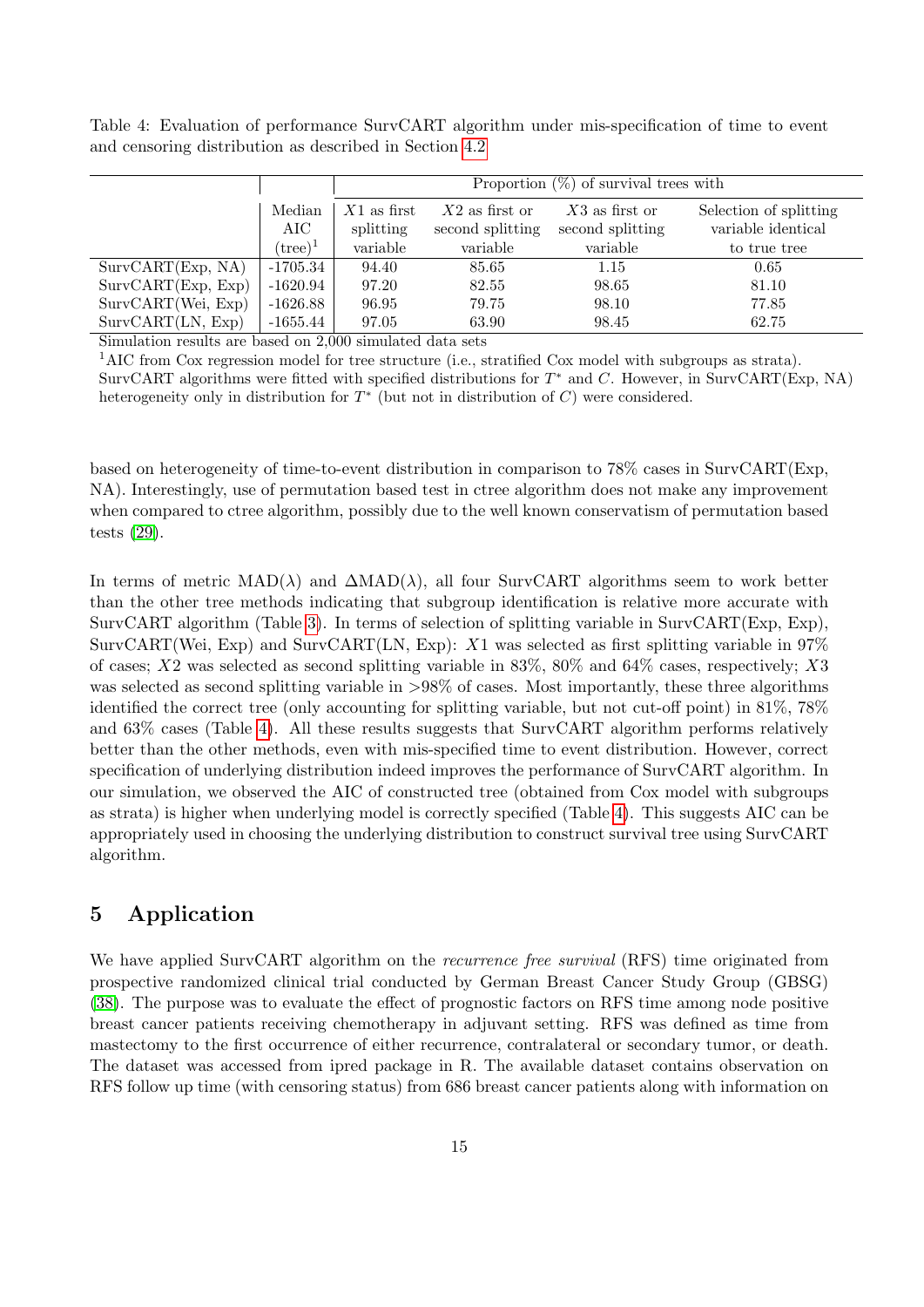Table 4: Evaluation of performance SurvCART algorithm under mis-specification of time to event and censoring distribution as described in Section 4.2

| | | Proportion (%) of survival trees with | | | |
|---|---|---|---|---|---|
| | Median AIC (tree)[1] | $X1$ as first splitting variable | $X2$ as first or second splitting variable | $X3$ as first or second splitting variable | Selection of splitting variable identical to true tree |
| SurvCART(Exp, NA) | -1705.34 | 94.40 | 85.65 | 1.15 | 0.65 |
| SurvCART(Exp, Exp) | -1620.94 | 97.20 | 82.55 | 98.65 | 81.10 |
| SurvCART(Wei, Exp) | -1626.88 | 96.95 | 79.75 | 98.10 | 77.85 |
| SurvCART(LN, Exp) | -1655.44 | 97.05 | 63.90 | 98.45 | 62.75 |

Simulation results are based on 2,000 simulated data sets

[1]AIC from Cox regression model for tree structure (i.e., stratified Cox model with subgroups as strata).
SurvCART algorithms were fitted with specified distributions for $T^*$ and $C$. However, in SurvCART(Exp, NA) heterogeneity only in distribution for $T^*$ (but not in distribution of $C$) were considered.

based on heterogeneity of time-to-event distribution in comparison to 78% cases in SurvCART(Exp, NA). Interestingly, use of permutation based test in ctree algorithm does not make any improvement when compared to ctree algorithm, possibly due to the well known conservatism of permutation based tests (29).

In terms of metric MAD($\lambda$) and $\Delta$MAD($\lambda$), all four SurvCART algorithms seem to work better than the other tree methods indicating that subgroup identification is relative more accurate with SurvCART algorithm (Table 3). In terms of selection of splitting variable in SurvCART(Exp, Exp), SurvCART(Wei, Exp) and SurvCART(LN, Exp): $X1$ was selected as first splitting variable in 97% of cases; $X2$ was selected as second splitting variable in 83%, 80% and 64% cases, respectively; $X3$ was selected as second splitting variable in >98% of cases. Most importantly, these three algorithms identified the correct tree (only accounting for splitting variable, but not cut-off point) in 81%, 78% and 63% cases (Table 4). All these results suggests that SurvCART algorithm performs relatively better than the other methods, even with mis-specified time to event distribution. However, correct specification of underlying distribution indeed improves the performance of SurvCART algorithm. In our simulation, we observed the AIC of constructed tree (obtained from Cox model with subgroups as strata) is higher when underlying model is correctly specified (Table 4). This suggests AIC can be appropriately used in choosing the underlying distribution to construct survival tree using SurvCART algorithm.

## 5 Application

We have applied SurvCART algorithm on the *recurrence free survival* (RFS) time originated from prospective randomized clinical trial conducted by German Breast Cancer Study Group (GBSG) (38). The purpose was to evaluate the effect of prognostic factors on RFS time among node positive breast cancer patients receiving chemotherapy in adjuvant setting. RFS was defined as time from mastectomy to the first occurrence of either recurrence, contralateral or secondary tumor, or death. The dataset was accessed from ipred package in R. The available dataset contains observation on RFS follow up time (with censoring status) from 686 breast cancer patients along with information on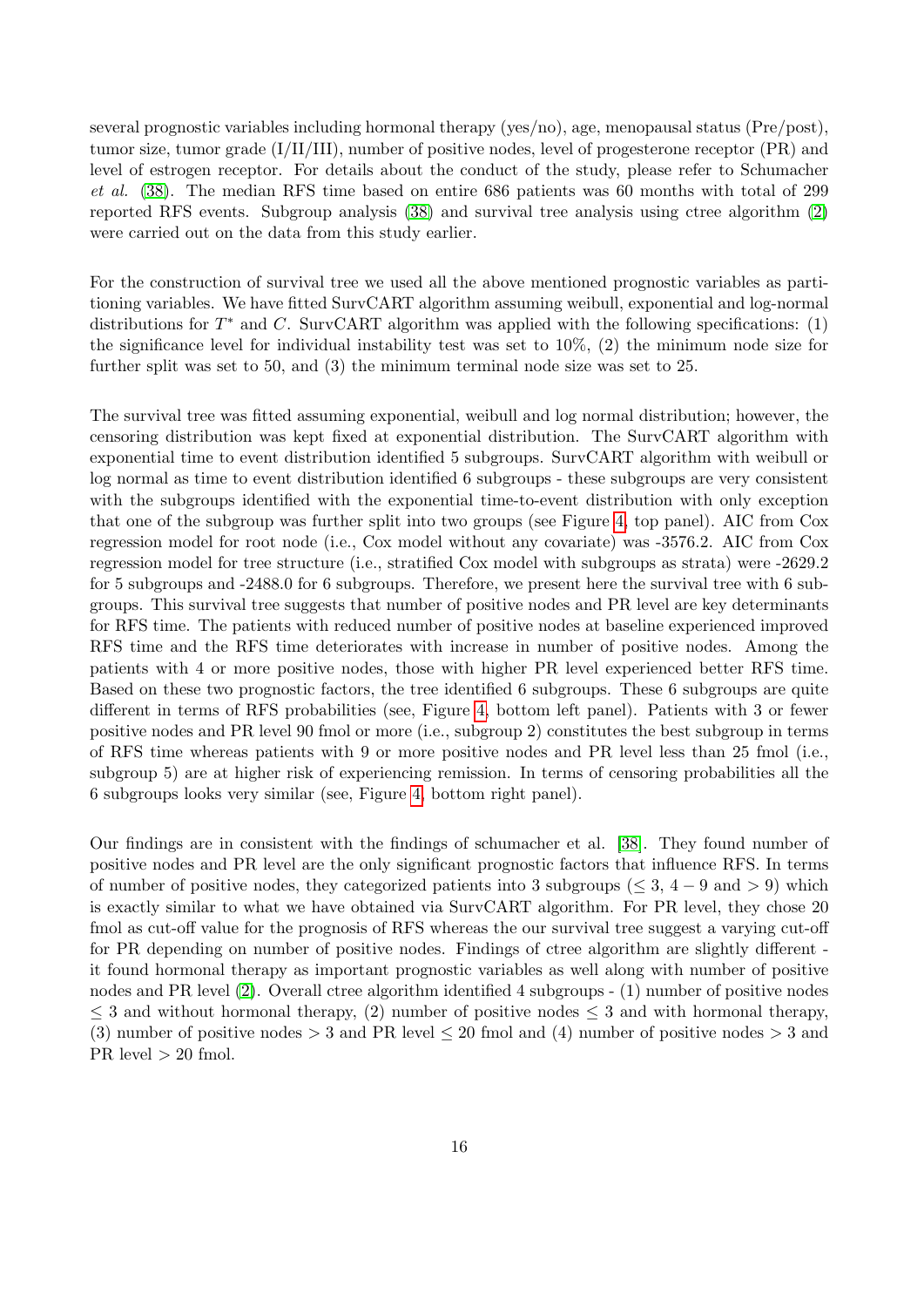several prognostic variables including hormonal therapy (yes/no), age, menopausal status (Pre/post), tumor size, tumor grade (I/II/III), number of positive nodes, level of progesterone receptor (PR) and level of estrogen receptor. For details about the conduct of the study, please refer to Schumacher *et al.* (38). The median RFS time based on entire 686 patients was 60 months with total of 299 reported RFS events. Subgroup analysis (38) and survival tree analysis using ctree algorithm (2) were carried out on the data from this study earlier.

For the construction of survival tree we used all the above mentioned prognostic variables as partitioning variables. We have fitted SurvCART algorithm assuming weibull, exponential and log-normal distributions for $T^*$ and $C$. SurvCART algorithm was applied with the following specifications: (1) the significance level for individual instability test was set to 10%, (2) the minimum node size for further split was set to 50, and (3) the minimum terminal node size was set to 25.

The survival tree was fitted assuming exponential, weibull and log normal distribution; however, the censoring distribution was kept fixed at exponential distribution. The SurvCART algorithm with exponential time to event distribution identified 5 subgroups. SurvCART algorithm with weibull or log normal as time to event distribution identified 6 subgroups - these subgroups are very consistent with the subgroups identified with the exponential time-to-event distribution with only exception that one of the subgroup was further split into two groups (see Figure 4, top panel). AIC from Cox regression model for root node (i.e., Cox model without any covariate) was -3576.2. AIC from Cox regression model for tree structure (i.e., stratified Cox model with subgroups as strata) were -2629.2 for 5 subgroups and -2488.0 for 6 subgroups. Therefore, we present here the survival tree with 6 subgroups. This survival tree suggests that number of positive nodes and PR level are key determinants for RFS time. The patients with reduced number of positive nodes at baseline experienced improved RFS time and the RFS time deteriorates with increase in number of positive nodes. Among the patients with 4 or more positive nodes, those with higher PR level experienced better RFS time. Based on these two prognostic factors, the tree identified 6 subgroups. These 6 subgroups are quite different in terms of RFS probabilities (see, Figure 4, bottom left panel). Patients with 3 or fewer positive nodes and PR level 90 fmol or more (i.e., subgroup 2) constitutes the best subgroup in terms of RFS time whereas patients with 9 or more positive nodes and PR level less than 25 fmol (i.e., subgroup 5) are at higher risk of experiencing remission. In terms of censoring probabilities all the 6 subgroups looks very similar (see, Figure 4, bottom right panel).

Our findings are in consistent with the findings of schumacher et al. [38]. They found number of positive nodes and PR level are the only significant prognostic factors that influence RFS. In terms of number of positive nodes, they categorized patients into 3 subgroups ($\leq 3$, $4-9$ and $> 9$) which is exactly similar to what we have obtained via SurvCART algorithm. For PR level, they chose 20 fmol as cut-off value for the prognosis of RFS whereas the our survival tree suggest a varying cut-off for PR depending on number of positive nodes. Findings of ctree algorithm are slightly different - it found hormonal therapy as important prognostic variables as well along with number of positive nodes and PR level (2). Overall ctree algorithm identified 4 subgroups - (1) number of positive nodes $\leq 3$ and without hormonal therapy, (2) number of positive nodes $\leq 3$ and with hormonal therapy, (3) number of positive nodes $> 3$ and PR level $\leq 20$ fmol and (4) number of positive nodes $> 3$ and PR level $> 20$ fmol.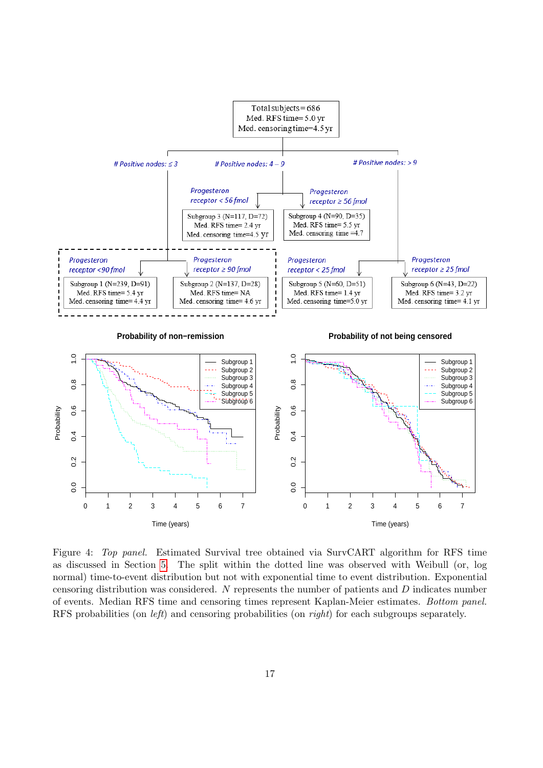Figure 4: *Top panel.* Estimated Survival tree obtained via SurvCART algorithm for RFS time as discussed in Section 5. The split within the dotted line was observed with Weibull (or, log normal) time-to-event distribution but not with exponential time to event distribution. Exponential censoring distribution was considered. $N$ represents the number of patients and $D$ indicates number of events. Median RFS time and censoring times represent Kaplan-Meier estimates. *Bottom panel.* RFS probabilities (on *left*) and censoring probabilities (on *right*) for each subgroups separately.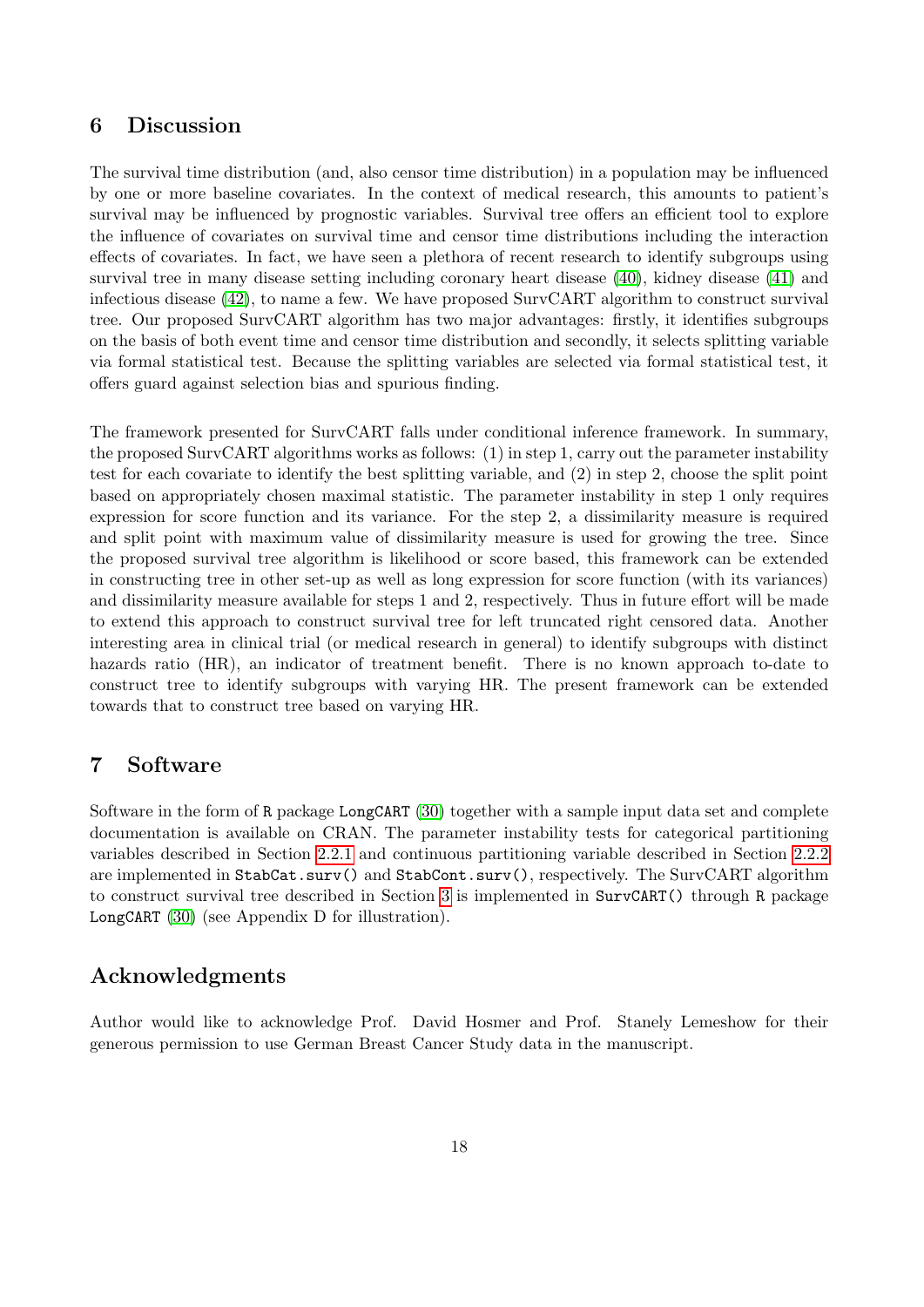## 6 Discussion

The survival time distribution (and, also censor time distribution) in a population may be influenced by one or more baseline covariates. In the context of medical research, this amounts to patient's survival may be influenced by prognostic variables. Survival tree offers an efficient tool to explore the influence of covariates on survival time and censor time distributions including the interaction effects of covariates. In fact, we have seen a plethora of recent research to identify subgroups using survival tree in many disease setting including coronary heart disease (40), kidney disease (41) and infectious disease (42), to name a few. We have proposed SurvCART algorithm to construct survival tree. Our proposed SurvCART algorithm has two major advantages: firstly, it identifies subgroups on the basis of both event time and censor time distribution and secondly, it selects splitting variable via formal statistical test. Because the splitting variables are selected via formal statistical test, it offers guard against selection bias and spurious finding.

The framework presented for SurvCART falls under conditional inference framework. In summary, the proposed SurvCART algorithms works as follows: (1) in step 1, carry out the parameter instability test for each covariate to identify the best splitting variable, and (2) in step 2, choose the split point based on appropriately chosen maximal statistic. The parameter instability in step 1 only requires expression for score function and its variance. For the step 2, a dissimilarity measure is required and split point with maximum value of dissimilarity measure is used for growing the tree. Since the proposed survival tree algorithm is likelihood or score based, this framework can be extended in constructing tree in other set-up as well as long expression for score function (with its variances) and dissimilarity measure available for steps 1 and 2, respectively. Thus in future effort will be made to extend this approach to construct survival tree for left truncated right censored data. Another interesting area in clinical trial (or medical research in general) to identify subgroups with distinct hazards ratio (HR), an indicator of treatment benefit. There is no known approach to-date to construct tree to identify subgroups with varying HR. The present framework can be extended towards that to construct tree based on varying HR.

## 7 Software

Software in the form of R package LongCART (30) together with a sample input data set and complete documentation is available on CRAN. The parameter instability tests for categorical partitioning variables described in Section 2.2.1 and continuous partitioning variable described in Section 2.2.2 are implemented in `StabCat.surv()` and `StabCont.surv()`, respectively. The SurvCART algorithm to construct survival tree described in Section 3 is implemented in `SurvCART()` through R package LongCART (30) (see Appendix D for illustration).

## Acknowledgments

Author would like to acknowledge Prof. David Hosmer and Prof. Stanely Lemeshow for their generous permission to use German Breast Cancer Study data in the manuscript.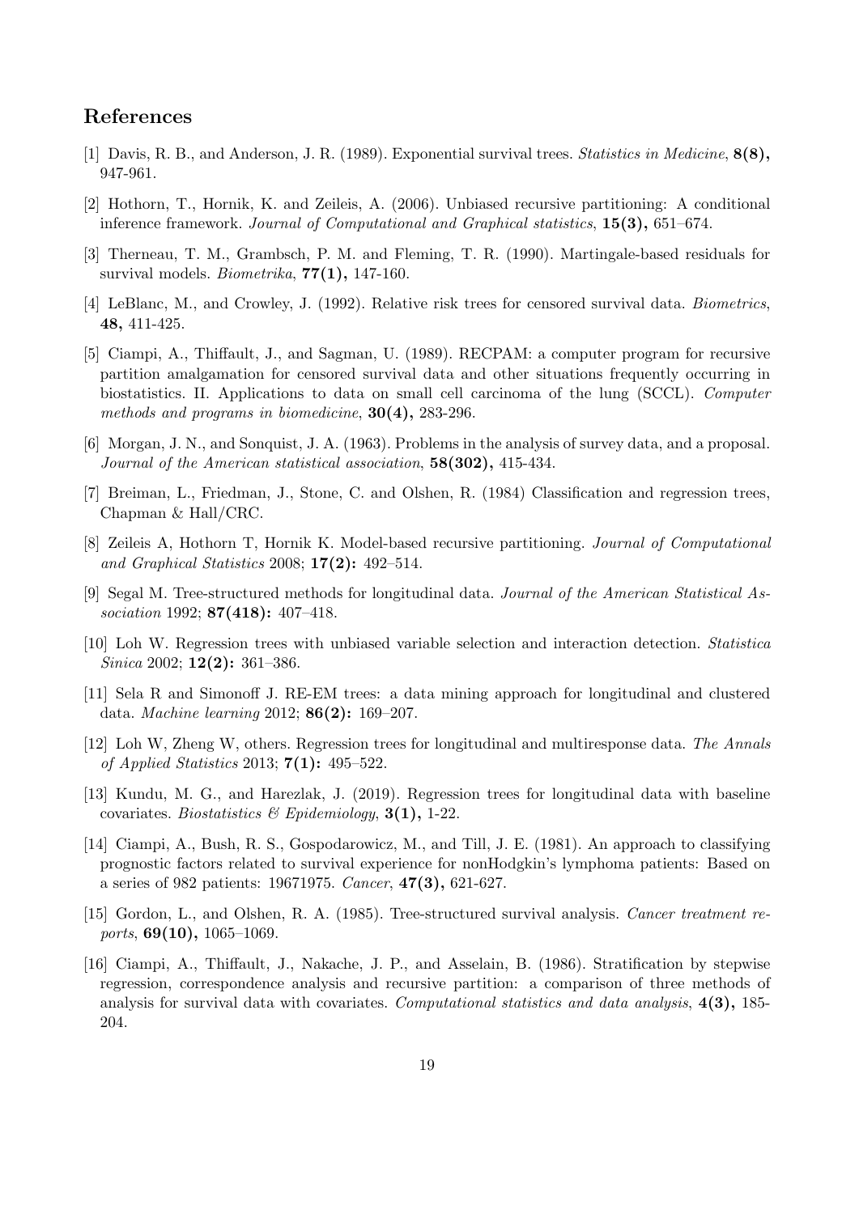## References

[1] Davis, R. B., and Anderson, J. R. (1989). Exponential survival trees. *Statistics in Medicine*, **8(8),** 947-961.

[2] Hothorn, T., Hornik, K. and Zeileis, A. (2006). Unbiased recursive partitioning: A conditional inference framework. *Journal of Computational and Graphical statistics*, **15(3),** 651–674.

[3] Therneau, T. M., Grambsch, P. M. and Fleming, T. R. (1990). Martingale-based residuals for survival models. *Biometrika*, **77(1),** 147-160.

[4] LeBlanc, M., and Crowley, J. (1992). Relative risk trees for censored survival data. *Biometrics*, **48,** 411-425.

[5] Ciampi, A., Thiffault, J., and Sagman, U. (1989). RECPAM: a computer program for recursive partition amalgamation for censored survival data and other situations frequently occurring in biostatistics. II. Applications to data on small cell carcinoma of the lung (SCCL). *Computer methods and programs in biomedicine*, **30(4),** 283-296.

[6] Morgan, J. N., and Sonquist, J. A. (1963). Problems in the analysis of survey data, and a proposal. *Journal of the American statistical association*, **58(302),** 415-434.

[7] Breiman, L., Friedman, J., Stone, C. and Olshen, R. (1984) Classification and regression trees, Chapman & Hall/CRC.

[8] Zeileis A, Hothorn T, Hornik K. Model-based recursive partitioning. *Journal of Computational and Graphical Statistics* 2008; **17(2):** 492–514.

[9] Segal M. Tree-structured methods for longitudinal data. *Journal of the American Statistical Association* 1992; **87(418):** 407–418.

[10] Loh W. Regression trees with unbiased variable selection and interaction detection. *Statistica Sinica* 2002; **12(2):** 361–386.

[11] Sela R and Simonoff J. RE-EM trees: a data mining approach for longitudinal and clustered data. *Machine learning* 2012; **86(2):** 169–207.

[12] Loh W, Zheng W, others. Regression trees for longitudinal and multiresponse data. *The Annals of Applied Statistics* 2013; **7(1):** 495–522.

[13] Kundu, M. G., and Harezlak, J. (2019). Regression trees for longitudinal data with baseline covariates. *Biostatistics & Epidemiology*, **3(1),** 1-22.

[14] Ciampi, A., Bush, R. S., Gospodarowicz, M., and Till, J. E. (1981). An approach to classifying prognostic factors related to survival experience for nonHodgkin's lymphoma patients: Based on a series of 982 patients: 19671975. *Cancer*, **47(3),** 621-627.

[15] Gordon, L., and Olshen, R. A. (1985). Tree-structured survival analysis. *Cancer treatment reports*, **69(10),** 1065–1069.

[16] Ciampi, A., Thiffault, J., Nakache, J. P., and Asselain, B. (1986). Stratification by stepwise regression, correspondence analysis and recursive partition: a comparison of three methods of analysis for survival data with covariates. *Computational statistics and data analysis*, **4(3),** 185-204.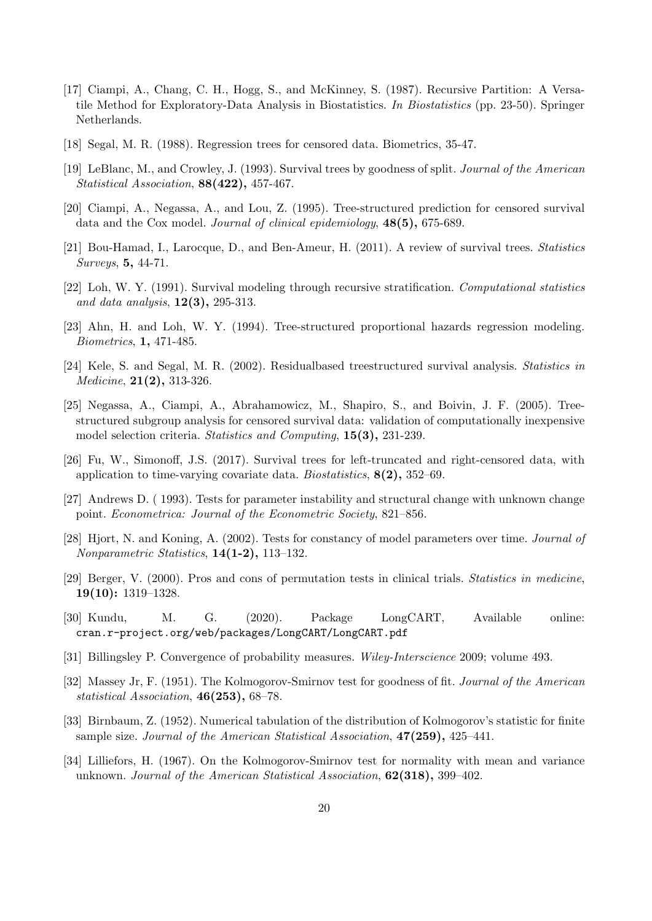[17] Ciampi, A., Chang, C. H., Hogg, S., and McKinney, S. (1987). Recursive Partition: A Versatile Method for Exploratory-Data Analysis in Biostatistics. *In Biostatistics* (pp. 23-50). Springer Netherlands.

[18] Segal, M. R. (1988). Regression trees for censored data. Biometrics, 35-47.

[19] LeBlanc, M., and Crowley, J. (1993). Survival trees by goodness of split. *Journal of the American Statistical Association*, **88(422),** 457-467.

[20] Ciampi, A., Negassa, A., and Lou, Z. (1995). Tree-structured prediction for censored survival data and the Cox model. *Journal of clinical epidemiology*, **48(5),** 675-689.

[21] Bou-Hamad, I., Larocque, D., and Ben-Ameur, H. (2011). A review of survival trees. *Statistics Surveys*, **5,** 44-71.

[22] Loh, W. Y. (1991). Survival modeling through recursive stratification. *Computational statistics and data analysis*, **12(3),** 295-313.

[23] Ahn, H. and Loh, W. Y. (1994). Tree-structured proportional hazards regression modeling. *Biometrics*, **1,** 471-485.

[24] Kele, S. and Segal, M. R. (2002). Residualbased treestructured survival analysis. *Statistics in Medicine*, **21(2),** 313-326.

[25] Negassa, A., Ciampi, A., Abrahamowicz, M., Shapiro, S., and Boivin, J. F. (2005). Tree-structured subgroup analysis for censored survival data: validation of computationally inexpensive model selection criteria. *Statistics and Computing*, **15(3),** 231-239.

[26] Fu, W., Simonoff, J.S. (2017). Survival trees for left-truncated and right-censored data, with application to time-varying covariate data. *Biostatistics*, **8(2),** 352–69.

[27] Andrews D. ( 1993). Tests for parameter instability and structural change with unknown change point. *Econometrica: Journal of the Econometric Society*, 821–856.

[28] Hjort, N. and Koning, A. (2002). Tests for constancy of model parameters over time. *Journal of Nonparametric Statistics*, **14(1-2),** 113–132.

[29] Berger, V. (2000). Pros and cons of permutation tests in clinical trials. *Statistics in medicine*, **19(10):** 1319–1328.

[30] Kundu, M. G. (2020). Package LongCART, Available online: `cran.r-project.org/web/packages/LongCART/LongCART.pdf`

[31] Billingsley P. Convergence of probability measures. *Wiley-Interscience* 2009; volume 493.

[32] Massey Jr, F. (1951). The Kolmogorov-Smirnov test for goodness of fit. *Journal of the American statistical Association*, **46(253),** 68–78.

[33] Birnbaum, Z. (1952). Numerical tabulation of the distribution of Kolmogorov's statistic for finite sample size. *Journal of the American Statistical Association*, **47(259),** 425–441.

[34] Lilliefors, H. (1967). On the Kolmogorov-Smirnov test for normality with mean and variance unknown. *Journal of the American Statistical Association*, **62(318),** 399–402.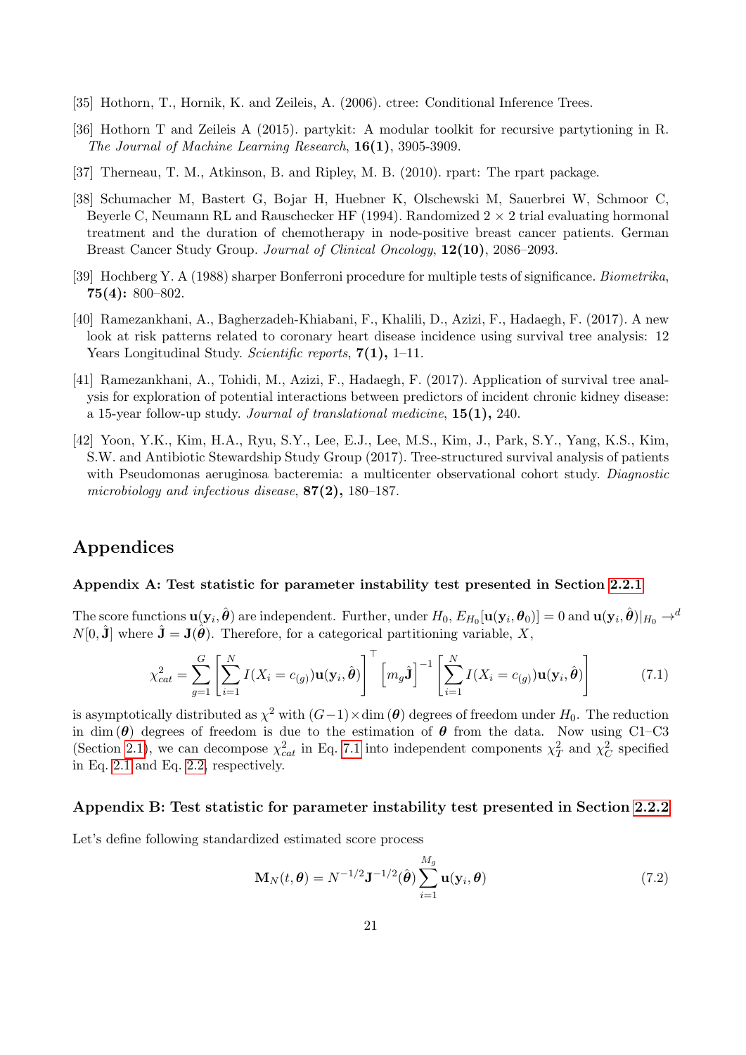[35] Hothorn, T., Hornik, K. and Zeileis, A. (2006). ctree: Conditional Inference Trees.

[36] Hothorn T and Zeileis A (2015). partykit: A modular toolkit for recursive partytioning in R. *The Journal of Machine Learning Research*, **16(1)**, 3905-3909.

[37] Therneau, T. M., Atkinson, B. and Ripley, M. B. (2010). rpart: The rpart package.

[38] Schumacher M, Bastert G, Bojar H, Huebner K, Olschewski M, Sauerbrei W, Schmoor C, Beyerle C, Neumann RL and Rauschecker HF (1994). Randomized 2 × 2 trial evaluating hormonal treatment and the duration of chemotherapy in node-positive breast cancer patients. German Breast Cancer Study Group. *Journal of Clinical Oncology*, **12(10)**, 2086–2093.

[39] Hochberg Y. A (1988) sharper Bonferroni procedure for multiple tests of significance. *Biometrika*, **75(4):** 800–802.

[40] Ramezankhani, A., Bagherzadeh-Khiabani, F., Khalili, D., Azizi, F., Hadaegh, F. (2017). A new look at risk patterns related to coronary heart disease incidence using survival tree analysis: 12 Years Longitudinal Study. *Scientific reports*, **7(1),** 1–11.

[41] Ramezankhani, A., Tohidi, M., Azizi, F., Hadaegh, F. (2017). Application of survival tree analysis for exploration of potential interactions between predictors of incident chronic kidney disease: a 15-year follow-up study. *Journal of translational medicine*, **15(1),** 240.

[42] Yoon, Y.K., Kim, H.A., Ryu, S.Y., Lee, E.J., Lee, M.S., Kim, J., Park, S.Y., Yang, K.S., Kim, S.W. and Antibiotic Stewardship Study Group (2017). Tree-structured survival analysis of patients with Pseudomonas aeruginosa bacteremia: a multicenter observational cohort study. *Diagnostic microbiology and infectious disease*, **87(2),** 180–187.

# Appendices

### Appendix A: Test statistic for parameter instability test presented in Section 2.2.1

The score functions $\mathbf{u}(\mathbf{y}_i, \hat{\boldsymbol{\theta}})$ are independent. Further, under $H_0$, $E_{H_0}[\mathbf{u}(\mathbf{y}_i, \boldsymbol{\theta}_0)] = 0$ and $\mathbf{u}(\mathbf{y}_i, \hat{\boldsymbol{\theta}})|_{H_0} \to^d N[0, \hat{\mathbf{J}}]$ where $\hat{\mathbf{J}} = \mathbf{J}(\hat{\boldsymbol{\theta}})$. Therefore, for a categorical partitioning variable, $X$,

$$\chi^2_{cat} = \sum_{g=1}^{G} \left[ \sum_{i=1}^{N} I(X_i = c_{(g)}) \mathbf{u}(\mathbf{y}_i, \hat{\boldsymbol{\theta}}) \right]^\top \left[ m_g \hat{\mathbf{J}} \right]^{-1} \left[ \sum_{i=1}^{N} I(X_i = c_{(g)}) \mathbf{u}(\mathbf{y}_i, \hat{\boldsymbol{\theta}}) \right] \tag{7.1}$$

is asymptotically distributed as $\chi^2$ with $(G-1) \times \dim(\boldsymbol{\theta})$ degrees of freedom under $H_0$. The reduction in $\dim(\boldsymbol{\theta})$ degrees of freedom is due to the estimation of $\boldsymbol{\theta}$ from the data. Now using C1–C3 (Section 2.1), we can decompose $\chi^2_{cat}$ in Eq. 7.1 into independent components $\chi^2_T$ and $\chi^2_C$ specified in Eq. 2.1 and Eq. 2.2, respectively.

### Appendix B: Test statistic for parameter instability test presented in Section 2.2.2

Let's define following standardized estimated score process

$$\mathbf{M}_N(t, \boldsymbol{\theta}) = N^{-1/2} \mathbf{J}^{-1/2}(\hat{\boldsymbol{\theta}}) \sum_{i=1}^{M_g} \mathbf{u}(\mathbf{y}_i, \boldsymbol{\theta}) \tag{7.2}$$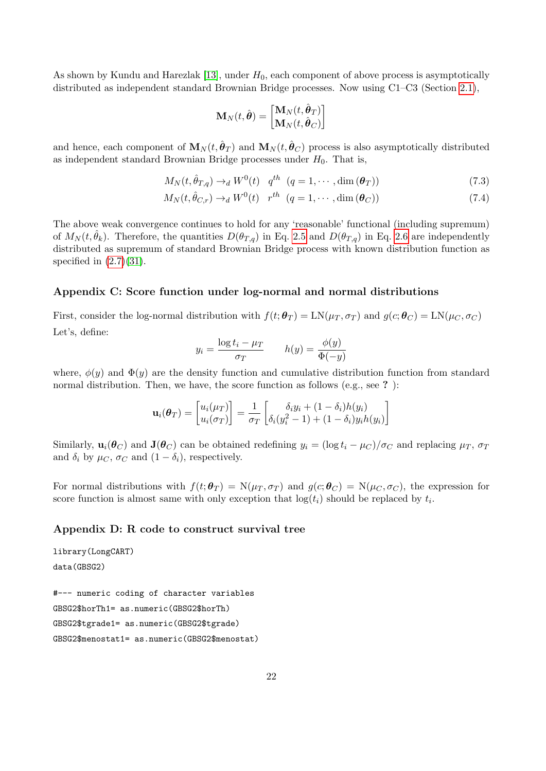As shown by Kundu and Harezlak [13], under $H_0$, each component of above process is asymptotically distributed as independent standard Brownian Bridge processes. Now using C1–C3 (Section 2.1),

$$\mathbf{M}_N(t, \hat{\boldsymbol{\theta}}) = \begin{bmatrix} \mathbf{M}_N(t, \hat{\boldsymbol{\theta}}_T) \\ \mathbf{M}_N(t, \hat{\boldsymbol{\theta}}_C) \end{bmatrix}$$

and hence, each component of $\mathbf{M}_N(t, \hat{\boldsymbol{\theta}}_T)$ and $\mathbf{M}_N(t, \hat{\boldsymbol{\theta}}_C)$ process is also asymptotically distributed as independent standard Brownian Bridge processes under $H_0$. That is,

$$M_N(t, \hat{\theta}_{T,q}) \to_d W^0(t) \quad q^{th} \;\; (q = 1, \cdots, \dim(\boldsymbol{\theta}_T)) \tag{7.3}$$

$$M_N(t, \hat{\theta}_{C,r}) \to_d W^0(t) \quad r^{th} \;\; (q = 1, \cdots, \dim(\boldsymbol{\theta}_C)) \tag{7.4}$$

The above weak convergence continues to hold for any 'reasonable' functional (including supremum) of $M_N(t, \hat{\theta}_k)$. Therefore, the quantities $D(\theta_{T,q})$ in Eq. 2.5 and $D(\theta_{T,q})$ in Eq. 2.6 are independently distributed as supremum of standard Brownian Bridge process with known distribution function as specified in (2.7)(31).

### Appendix C: Score function under log-normal and normal distributions

First, consider the log-normal distribution with $f(t; \boldsymbol{\theta}_T) = \mathrm{LN}(\mu_T, \sigma_T)$ and $g(c; \boldsymbol{\theta}_C) = \mathrm{LN}(\mu_C, \sigma_C)$ Let's, define:

$$y_i = \frac{\log t_i - \mu_T}{\sigma_T} \qquad h(y) = \frac{\phi(y)}{\Phi(-y)}$$

where, $\phi(y)$ and $\Phi(y)$ are the density function and cumulative distribution function from standard normal distribution. Then, we have, the score function as follows (e.g., see **?** ):

$$\mathbf{u}_i(\boldsymbol{\theta}_T) = \begin{bmatrix} u_i(\mu_T) \\ u_i(\sigma_T) \end{bmatrix} = \frac{1}{\sigma_T} \begin{bmatrix} \delta_i y_i + (1 - \delta_i) h(y_i) \\ \delta_i (y_i^2 - 1) + (1 - \delta_i) y_i h(y_i) \end{bmatrix}$$

Similarly, $\mathbf{u}_i(\boldsymbol{\theta}_C)$ and $\mathbf{J}(\boldsymbol{\theta}_C)$ can be obtained redefining $y_i = (\log t_i - \mu_C)/\sigma_C$ and replacing $\mu_T$, $\sigma_T$ and $\delta_i$ by $\mu_C$, $\sigma_C$ and $(1 - \delta_i)$, respectively.

For normal distributions with $f(t; \boldsymbol{\theta}_T) = \mathrm{N}(\mu_T, \sigma_T)$ and $g(c; \boldsymbol{\theta}_C) = \mathrm{N}(\mu_C, \sigma_C)$, the expression for score function is almost same with only exception that $\log(t_i)$ should be replaced by $t_i$.

### Appendix D: R code to construct survival tree

```
library(LongCART)
data(GBSG2)

#--- numeric coding of character variables
GBSG2$horTh1= as.numeric(GBSG2$horTh)
GBSG2$tgrade1= as.numeric(GBSG2$tgrade)
GBSG2$menostat1= as.numeric(GBSG2$menostat)
```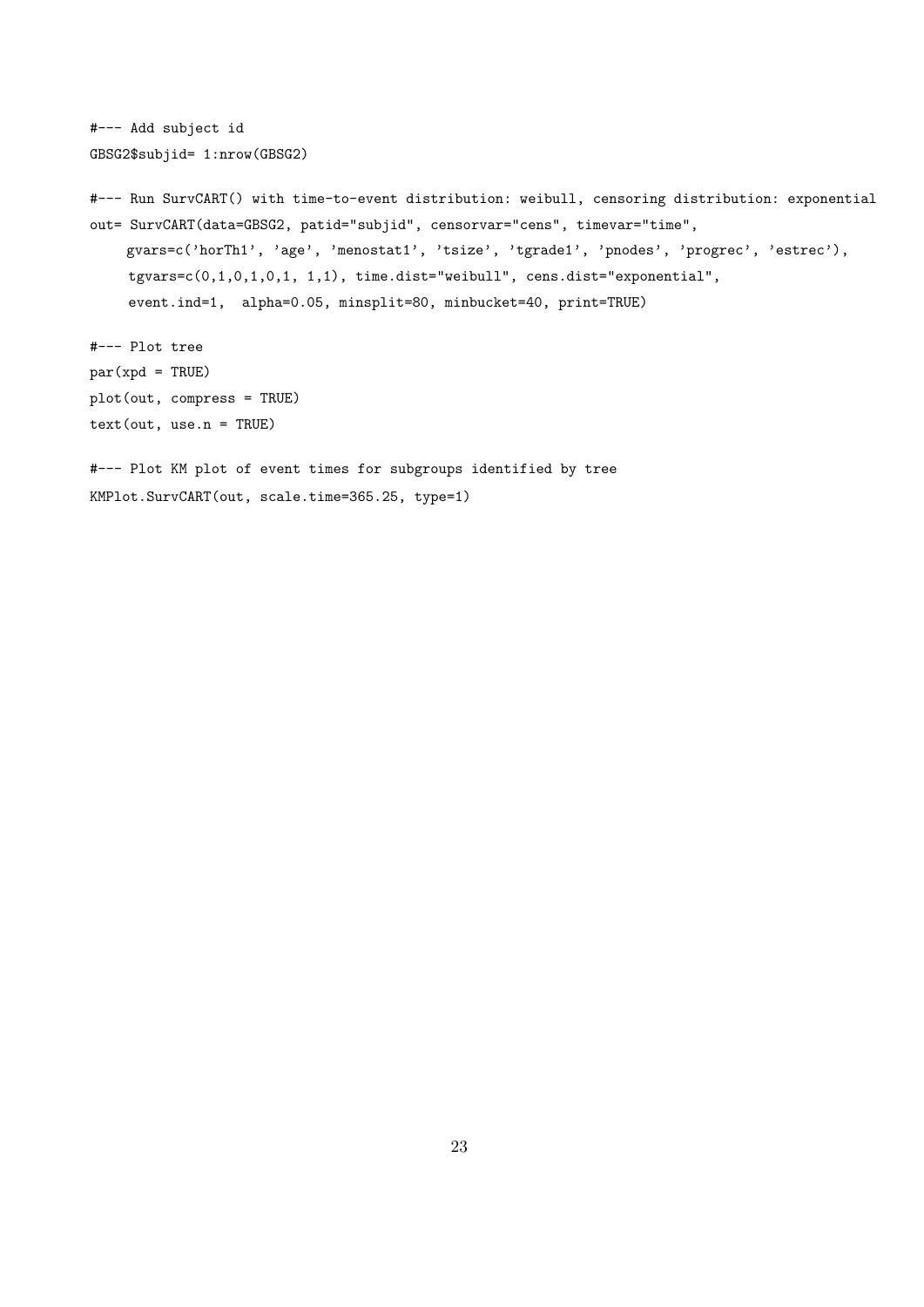```
#--- Add subject id
GBSG2$subjid= 1:nrow(GBSG2)

#--- Run SurvCART() with time-to-event distribution: weibull, censoring distribution: exponential
out= SurvCART(data=GBSG2, patid="subjid", censorvar="cens", timevar="time",
     gvars=c('horTh1', 'age', 'menostat1', 'tsize', 'tgrade1', 'pnodes', 'progrec', 'estrec'),
     tgvars=c(0,1,0,1,0,1, 1,1), time.dist="weibull", cens.dist="exponential",
     event.ind=1,  alpha=0.05, minsplit=80, minbucket=40, print=TRUE)

#--- Plot tree
par(xpd = TRUE)
plot(out, compress = TRUE)
text(out, use.n = TRUE)

#--- Plot KM plot of event times for subgroups identified by tree
KMPlot.SurvCART(out, scale.time=365.25, type=1)
```